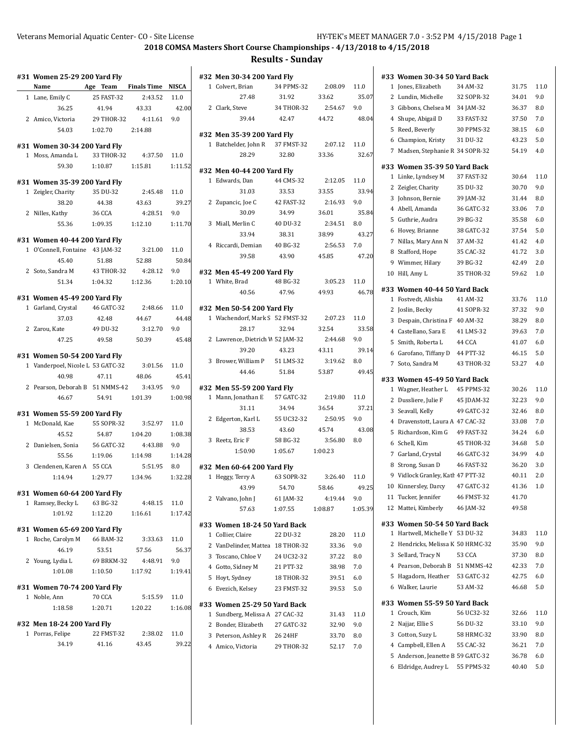## 2018 COMSA Masters Short Course Championships - 4/13/2018 to 4/15/2018

## Results - Sunday

### #31 Women 25-29 200 Yard Fly

| | Name | Age | Team | Finals Time | NISCA |
|---|---|---|---|---|---|
| 1 | Lane, Emily C | 25 | FAST-32 | 2:43.52 | 11.0 |
| | 36.25 | 41.94 | 43.33 | 42.00 | |
| 2 | Amico, Victoria | 29 | THOR-32 | 4:11.61 | 9.0 |
| | 54.03 | 1:02.70 | 2:14.88 | | |

### #31 Women 30-34 200 Yard Fly

| | Name | Age | Team | Finals Time | NISCA |
|---|---|---|---|---|---|
| 1 | Moss, Amanda L | 33 | THOR-32 | 4:37.50 | 11.0 |
| | 59.30 | 1:10.87 | 1:15.81 | 1:11.52 | |

### #31 Women 35-39 200 Yard Fly

| | Name | Age | Team | Finals Time | NISCA |
|---|---|---|---|---|---|
| 1 | Zeigler, Charity | 35 | DU-32 | 2:45.48 | 11.0 |
| | 38.20 | 44.38 | 43.63 | 39.27 | |
| 2 | Nilles, Kathy | 36 | CCA | 4:28.51 | 9.0 |
| | 55.36 | 1:09.35 | 1:12.10 | 1:11.70 | |

### #31 Women 40-44 200 Yard Fly

| | Name | Age | Team | Finals Time | NISCA |
|---|---|---|---|---|---|
| 1 | O'Connell, Fontaine | 43 | JAM-32 | 3:21.00 | 11.0 |
| | 45.40 | 51.88 | 52.88 | 50.84 | |
| 2 | Soto, Sandra M | 43 | THOR-32 | 4:28.12 | 9.0 |
| | 51.34 | 1:04.32 | 1:12.36 | 1:20.10 | |

### #31 Women 45-49 200 Yard Fly

| | Name | Age | Team | Finals Time | NISCA |
|---|---|---|---|---|---|
| 1 | Garland, Crystal | 46 | GATC-32 | 2:48.66 | 11.0 |
| | 37.03 | 42.48 | 44.67 | 44.48 | |
| 2 | Zarou, Kate | 49 | DU-32 | 3:12.70 | 9.0 |
| | 47.25 | 49.58 | 50.39 | 45.48 | |

### #31 Women 50-54 200 Yard Fly

| | Name | Age | Team | Finals Time | NISCA |
|---|---|---|---|---|---|
| 1 | Vanderpoel, Nicole L | 53 | GATC-32 | 3:01.56 | 11.0 |
| | 40.98 | 47.11 | 48.06 | 45.41 | |
| 2 | Pearson, Deborah B | 51 | NMMS-42 | 3:43.95 | 9.0 |
| | 46.67 | 54.91 | 1:01.39 | 1:00.98 | |

### #31 Women 55-59 200 Yard Fly

| | Name | Age | Team | Finals Time | NISCA |
|---|---|---|---|---|---|
| 1 | McDonald, Kae | 55 | SOPR-32 | 3:52.97 | 11.0 |
| | 45.52 | 54.87 | 1:04.20 | 1:08.38 | |
| 2 | Danielsen, Sonia | 56 | GATC-32 | 4:43.88 | 9.0 |
| | 55.56 | 1:19.06 | 1:14.98 | 1:14.28 | |
| 3 | Clendenen, Karen A | 55 | CCA | 5:51.95 | 8.0 |
| | 1:14.94 | 1:29.77 | 1:34.96 | 1:32.28 | |

### #31 Women 60-64 200 Yard Fly

| | Name | Age | Team | Finals Time | NISCA |
|---|---|---|---|---|---|
| 1 | Ramsey, Becky L | 63 | BG-32 | 4:48.15 | 11.0 |
| | 1:01.92 | 1:12.20 | 1:16.61 | 1:17.42 | |

### #31 Women 65-69 200 Yard Fly

| | Name | Age | Team | Finals Time | NISCA |
|---|---|---|---|---|---|
| 1 | Roche, Carolyn M | 66 | BAM-32 | 3:33.63 | 11.0 |
| | 46.19 | 53.51 | 57.56 | 56.37 | |
| 2 | Young, Lydia L | 69 | BRKM-32 | 4:48.91 | 9.0 |
| | 1:01.08 | 1:10.50 | 1:17.92 | 1:19.41 | |

### #31 Women 70-74 200 Yard Fly

| | Name | Age | Team | Finals Time | NISCA |
|---|---|---|---|---|---|
| 1 | Noble, Ann | 70 | CCA | 5:15.59 | 11.0 |
| | 1:18.58 | 1:20.71 | 1:20.22 | 1:16.08 | |

### #32 Men 18-24 200 Yard Fly

| | Name | Age | Team | Finals Time | NISCA |
|---|---|---|---|---|---|
| 1 | Porras, Felipe | 22 | FMST-32 | 2:38.02 | 11.0 |
| | 34.19 | 41.16 | 43.45 | 39.22 | |

### #32 Men 30-34 200 Yard Fly

| | Name | Age | Team | Finals Time | NISCA |
|---|---|---|---|---|---|
| 1 | Colvert, Brian | 34 | PPMS-32 | 2:08.09 | 11.0 |
| | 27.48 | 31.92 | 33.62 | 35.07 | |
| 2 | Clark, Steve | 34 | THOR-32 | 2:54.67 | 9.0 |
| | 39.44 | 42.47 | 44.72 | 48.04 | |

### #32 Men 35-39 200 Yard Fly

| | Name | Age | Team | Finals Time | NISCA |
|---|---|---|---|---|---|
| 1 | Batchelder, John R | 37 | FMST-32 | 2:07.12 | 11.0 |
| | 28.29 | 32.80 | 33.36 | 32.67 | |

### #32 Men 40-44 200 Yard Fly

| | Name | Age | Team | Finals Time | NISCA |
|---|---|---|---|---|---|
| 1 | Edwards, Dan | 44 | CMS-32 | 2:12.05 | 11.0 |
| | 31.03 | 33.53 | 33.55 | 33.94 | |
| 2 | Zupancic, Joe C | 42 | FAST-32 | 2:16.93 | 9.0 |
| | 30.09 | 34.99 | 36.01 | 35.84 | |
| 3 | Miall, Merlin C | 40 | DU-32 | 2:34.51 | 8.0 |
| | 33.94 | 38.31 | 38.99 | 43.27 | |
| 4 | Riccardi, Demian | 40 | BG-32 | 2:56.53 | 7.0 |
| | 39.58 | 43.90 | 45.85 | 47.20 | |

### #32 Men 45-49 200 Yard Fly

| | Name | Age | Team | Finals Time | NISCA |
|---|---|---|---|---|---|
| 1 | White, Brad | 48 | BG-32 | 3:05.23 | 11.0 |
| | 40.56 | 47.96 | 49.93 | 46.78 | |

### #32 Men 50-54 200 Yard Fly

| | Name | Age | Team | Finals Time | NISCA |
|---|---|---|---|---|---|
| 1 | Wachendorf, Mark S | 52 | FMST-32 | 2:07.23 | 11.0 |
| | 28.17 | 32.94 | 32.54 | 33.58 | |
| 2 | Lawrence, Dietrich W | 52 | JAM-32 | 2:44.68 | 9.0 |
| | 39.20 | 43.23 | 43.11 | 39.14 | |
| 3 | Brower, William P | 51 | LMS-32 | 3:19.62 | 8.0 |
| | 44.46 | 51.84 | 53.87 | 49.45 | |

### #32 Men 55-59 200 Yard Fly

| | Name | Age | Team | Finals Time | NISCA |
|---|---|---|---|---|---|
| 1 | Mann, Jonathan E | 57 | GATC-32 | 2:19.80 | 11.0 |
| | 31.11 | 34.94 | 36.54 | 37.21 | |
| 2 | Edgerton, Karl L | 55 | UC32-32 | 2:50.95 | 9.0 |
| | 38.53 | 43.60 | 45.74 | 43.08 | |
| 3 | Reetz, Eric F | 58 | BG-32 | 3:56.80 | 8.0 |
| | 1:50.90 | 1:05.67 | 1:00.23 | | |

### #32 Men 60-64 200 Yard Fly

| | Name | Age | Team | Finals Time | NISCA |
|---|---|---|---|---|---|
| 1 | Heggy, Terry A | 63 | SOPR-32 | 3:26.40 | 11.0 |
| | 43.99 | 54.70 | 58.46 | 49.25 | |
| 2 | Valvano, John J | 61 | JAM-32 | 4:19.44 | 9.0 |
| | 57.63 | 1:07.55 | 1:08.87 | 1:05.39 | |

### #33 Women 18-24 50 Yard Back

| | Name | Age | Team | Finals Time | NISCA |
|---|---|---|---|---|---|
| 1 | Collier, Claire | 22 | DU-32 | 28.20 | 11.0 |
| 2 | VanDelinder, Mattea | 18 | THOR-32 | 33.36 | 9.0 |
| 3 | Toscano, Chloe V | 24 | UC32-32 | 37.22 | 8.0 |
| 4 | Gotto, Sidney M | 21 | PTT-32 | 38.98 | 7.0 |
| 5 | Hoyt, Sydney | 18 | THOR-32 | 39.51 | 6.0 |
| 6 | Evezich, Kelsey | 23 | FMST-32 | 39.53 | 5.0 |

### #33 Women 25-29 50 Yard Back

| | Name | Age | Team | Finals Time | NISCA |
|---|---|---|---|---|---|
| 1 | Sundberg, Melissa A | 27 | CAC-32 | 31.43 | 11.0 |
| 2 | Bonder, Elizabeth | 27 | GATC-32 | 32.90 | 9.0 |
| 3 | Peterson, Ashley R | 26 | 24HF | 33.70 | 8.0 |
| 4 | Amico, Victoria | 29 | THOR-32 | 52.17 | 7.0 |

### #33 Women 30-34 50 Yard Back

| | Name | Age | Team | Finals Time | NISCA |
|---|---|---|---|---|---|
| 1 | Jones, Elizabeth | 34 | AM-32 | 31.75 | 11.0 |
| 2 | Lundin, Michelle | 32 | SOPR-32 | 34.01 | 9.0 |
| 3 | Gibbons, Chelsea M | 34 | JAM-32 | 36.37 | 8.0 |
| 4 | Shupe, Abigail D | 33 | FAST-32 | 37.50 | 7.0 |
| 5 | Reed, Beverly | 30 | PPMS-32 | 38.15 | 6.0 |
| 6 | Champion, Kristy | 31 | DU-32 | 43.23 | 5.0 |
| 7 | Madsen, Stephanie R | 34 | SOPR-32 | 54.19 | 4.0 |

### #33 Women 35-39 50 Yard Back

| | Name | Age | Team | Finals Time | NISCA |
|---|---|---|---|---|---|
| 1 | Linke, Lyndsey M | 37 | FAST-32 | 30.64 | 11.0 |
| 2 | Zeigler, Charity | 35 | DU-32 | 30.70 | 9.0 |
| 3 | Johnson, Bernie | 39 | JAM-32 | 31.44 | 8.0 |
| 4 | Abell, Amanda | 36 | GATC-32 | 33.06 | 7.0 |
| 5 | Guthrie, Audra | 39 | BG-32 | 35.58 | 6.0 |
| 6 | Hovey, Brianne | 38 | GATC-32 | 37.54 | 5.0 |
| 7 | Nillas, Mary Ann N | 37 | AM-32 | 41.42 | 4.0 |
| 8 | Stafford, Hope | 35 | CAC-32 | 41.72 | 3.0 |
| 9 | Wimmer, Hilary | 39 | BG-32 | 42.49 | 2.0 |
| 10 | Hill, Amy L | 35 | THOR-32 | 59.62 | 1.0 |

### #33 Women 40-44 50 Yard Back

| | Name | Age | Team | Finals Time | NISCA |
|---|---|---|---|---|---|
| 1 | Fostvedt, Alishia | 41 | AM-32 | 33.76 | 11.0 |
| 2 | Joslin, Becky | 41 | SOPR-32 | 37.32 | 9.0 |
| 3 | Despain, Christina F | 40 | AM-32 | 38.29 | 8.0 |
| 4 | Castellano, Sara E | 41 | LMS-32 | 39.63 | 7.0 |
| 5 | Smith, Roberta L | 44 | CCA | 41.07 | 6.0 |
| 6 | Garofano, Tiffany D | 44 | PTT-32 | 46.15 | 5.0 |
| 7 | Soto, Sandra M | 43 | THOR-32 | 53.27 | 4.0 |

### #33 Women 45-49 50 Yard Back

| | Name | Age | Team | Finals Time | NISCA |
|---|---|---|---|---|---|
| 1 | Wagner, Heather L | 45 | PPMS-32 | 30.26 | 11.0 |
| 2 | Dussliere, Julie F | 45 | JDAM-32 | 32.23 | 9.0 |
| 3 | Seavall, Kelly | 49 | GATC-32 | 32.46 | 8.0 |
| 4 | Dravenstott, Laura A | 47 | CAC-32 | 33.08 | 7.0 |
| 5 | Richardson, Kim G | 49 | FAST-32 | 34.24 | 6.0 |
| 6 | Schell, Kim | 45 | THOR-32 | 34.68 | 5.0 |
| 7 | Garland, Crystal | 46 | GATC-32 | 34.99 | 4.0 |
| 8 | Strong, Susan D | 46 | FAST-32 | 36.20 | 3.0 |
| 9 | Vidlock Granley, Kath | 47 | PTT-32 | 40.11 | 2.0 |
| 10 | Kinnersley, Darcy | 47 | GATC-32 | 41.36 | 1.0 |
| 11 | Tucker, Jennifer | 46 | FMST-32 | 41.70 | |
| 12 | Mattei, Kimberly | 46 | JAM-32 | 49.58 | |

### #33 Women 50-54 50 Yard Back

| | Name | Age | Team | Finals Time | NISCA |
|---|---|---|---|---|---|
| 1 | Hartwell, Michelle Y | 53 | DU-32 | 34.83 | 11.0 |
| 2 | Hendricks, Melissa K | 50 | HRMC-32 | 35.90 | 9.0 |
| 3 | Sellard, Tracy N | 53 | CCA | 37.30 | 8.0 |
| 4 | Pearson, Deborah B | 51 | NMMS-42 | 42.33 | 7.0 |
| 5 | Hagadorn, Heather | 53 | GATC-32 | 42.75 | 6.0 |
| 6 | Walker, Laurie | 53 | AM-32 | 46.68 | 5.0 |

### #33 Women 55-59 50 Yard Back

| | Name | Age | Team | Finals Time | NISCA |
|---|---|---|---|---|---|
| 1 | Crouch, Kim | 56 | UC32-32 | 32.66 | 11.0 |
| 2 | Najjar, Ellie S | 56 | DU-32 | 33.10 | 9.0 |
| 3 | Cotton, Suzy L | 58 | HRMC-32 | 33.90 | 8.0 |
| 4 | Campbell, Ellen A | 55 | CAC-32 | 36.21 | 7.0 |
| 5 | Anderson, Jeanette B | 59 | GATC-32 | 36.78 | 6.0 |
| 6 | Eldridge, Audrey L | 55 | PPMS-32 | 40.40 | 5.0 |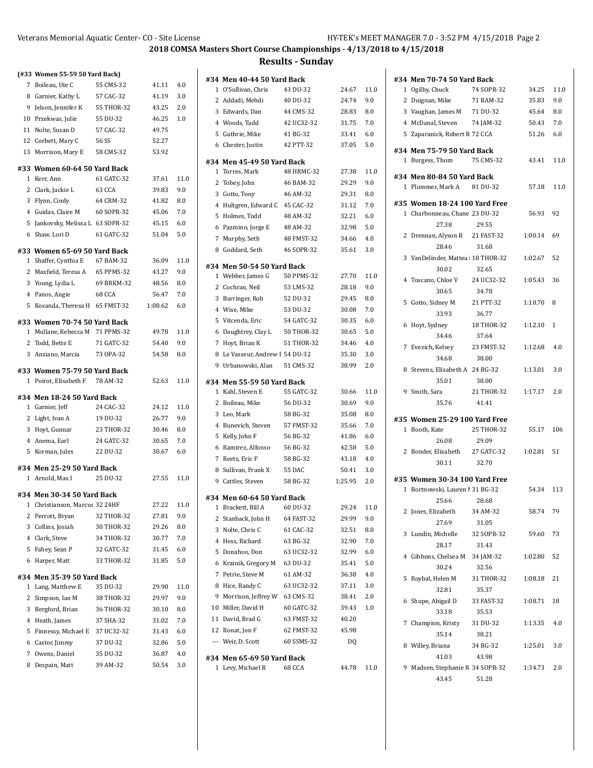## 2018 COMSA Masters Short Course Championships - 4/13/2018 to 4/15/2018

## Results - Sunday

### (#33 Women 55-59 50 Yard Back)

| | | | | |
|---|---|---|---|---|
| 7 | Boileau, Ute C | 55 CMS-32 | 41.11 | 4.0 |
| 8 | Garnier, Kathy L | 57 CAC-32 | 41.19 | 3.0 |
| 9 | Jelson, Jennifer K | 55 THOR-32 | 43.25 | 2.0 |
| 10 | Przekwas, Julie | 55 DU-32 | 46.25 | 1.0 |
| 11 | Nolte, Susan D | 57 CAC-32 | 49.75 | |
| 12 | Corbett, Mary C | 56 SS | 52.27 | |
| 13 | Morrison, Mary E | 58 CMS-32 | 53.92 | |

### #33 Women 60-64 50 Yard Back

| | | | | |
|---|---|---|---|---|
| 1 | Kerr, Ann | 61 GATC-32 | 37.61 | 11.0 |
| 2 | Clark, Jackie L | 63 CCA | 39.83 | 9.0 |
| 3 | Flynn, Cindy | 64 CRM-32 | 41.82 | 8.0 |
| 4 | Guidas, Claire M | 60 SOPR-32 | 45.06 | 7.0 |
| 5 | Jankovsky, Melissa L | 63 SOPR-32 | 45.15 | 6.0 |
| 6 | Shaw, Lori D | 61 GATC-32 | 51.04 | 5.0 |

### #33 Women 65-69 50 Yard Back

| | | | | |
|---|---|---|---|---|
| 1 | Shaffer, Cynthia E | 67 BAM-32 | 36.09 | 11.0 |
| 2 | Maxfield, Teresa A | 65 PPMS-32 | 43.27 | 9.0 |
| 3 | Young, Lydia L | 69 BRKM-32 | 48.56 | 8.0 |
| 4 | Panos, Angie | 68 CCA | 56.47 | 7.0 |
| 5 | Kosanda, Theresa H | 65 FMST-32 | 1:08.62 | 6.0 |

### #33 Women 70-74 50 Yard Back

| | | | | |
|---|---|---|---|---|
| 1 | Mullane, Rebecca M | 71 PPMS-32 | 49.78 | 11.0 |
| 2 | Todd, Bette E | 71 GATC-32 | 54.40 | 9.0 |
| 3 | Anziano, Marcia | 73 OPA-32 | 54.58 | 8.0 |

### #33 Women 75-79 50 Yard Back

| | | | | |
|---|---|---|---|---|
| 1 | Poirot, Elisabeth F | 78 AM-32 | 52.63 | 11.0 |

### #34 Men 18-24 50 Yard Back

| | | | | |
|---|---|---|---|---|
| 1 | Garnier, Jeff | 24 CAC-32 | 24.12 | 11.0 |
| 2 | Light, Ivan A | 19 DU-32 | 26.77 | 9.0 |
| 3 | Hoyt, Gunnar | 23 THOR-32 | 30.46 | 8.0 |
| 4 | Anema, Earl | 24 GATC-32 | 30.65 | 7.0 |
| 5 | Korman, Jules | 22 DU-32 | 30.67 | 6.0 |

### #34 Men 25-29 50 Yard Back

| | | | | |
|---|---|---|---|---|
| 1 | Arnold, Max I | 25 DU-32 | 27.55 | 11.0 |

### #34 Men 30-34 50 Yard Back

| | | | | |
|---|---|---|---|---|
| 1 | Christianson, Marcus | 32 24HF | 27.22 | 11.0 |
| 2 | Perrott, Bryan | 32 THOR-32 | 27.81 | 9.0 |
| 3 | Collins, Josiah | 30 THOR-32 | 29.26 | 8.0 |
| 4 | Clark, Steve | 34 THOR-32 | 30.77 | 7.0 |
| 5 | Fahey, Sean P | 32 GATC-32 | 31.45 | 6.0 |
| 6 | Harper, Matt | 33 THOR-32 | 31.85 | 5.0 |

### #34 Men 35-39 50 Yard Back

| | | | | |
|---|---|---|---|---|
| 1 | Lang, Matthew E | 35 DU-32 | 29.90 | 11.0 |
| 2 | Simpson, Ian M | 38 THOR-32 | 29.97 | 9.0 |
| 3 | Bergford, Brian | 36 THOR-32 | 30.10 | 8.0 |
| 4 | Heath, James | 37 SHA-32 | 31.02 | 7.0 |
| 5 | Finnessy, Michael E | 37 UC32-32 | 31.43 | 6.0 |
| 6 | Castor, Jimmy | 37 DU-32 | 32.86 | 5.0 |
| 7 | Owens, Daniel | 35 DU-32 | 36.87 | 4.0 |
| 8 | Despain, Matt | 39 AM-32 | 50.54 | 3.0 |

### #34 Men 40-44 50 Yard Back

| | | | | |
|---|---|---|---|---|
| 1 | O'Sullivan, Chris | 43 DU-32 | 24.67 | 11.0 |
| 2 | Addadi, Mehdi | 40 DU-32 | 24.74 | 9.0 |
| 3 | Edwards, Dan | 44 CMS-32 | 28.83 | 8.0 |
| 4 | Woods, Tadd | 42 UC32-32 | 31.75 | 7.0 |
| 5 | Guthrie, Mike | 41 BG-32 | 33.41 | 6.0 |
| 6 | Chester, Justin | 42 PTT-32 | 37.05 | 5.0 |

### #34 Men 45-49 50 Yard Back

| | | | | |
|---|---|---|---|---|
| 1 | Torres, Mark | 48 HRMC-32 | 27.38 | 11.0 |
| 2 | Tobey, John | 46 BAM-32 | 29.29 | 9.0 |
| 3 | Gotto, Tony | 46 AM-32 | 29.31 | 8.0 |
| 4 | Hultgren, Edward C | 45 CAC-32 | 31.12 | 7.0 |
| 5 | Holmes, Todd | 48 AM-32 | 32.21 | 6.0 |
| 6 | Pazmino, Jorge E | 48 AM-32 | 32.98 | 5.0 |
| 7 | Murphy, Seth | 48 FMST-32 | 34.66 | 4.0 |
| 8 | Goddard, Seth | 46 SOPR-32 | 35.61 | 3.0 |

### #34 Men 50-54 50 Yard Back

| | | | | |
|---|---|---|---|---|
| 1 | Webber, James G | 50 PPMS-32 | 27.70 | 11.0 |
| 2 | Cochran, Neil | 53 LMS-32 | 28.18 | 9.0 |
| 3 | Barringer, Rob | 52 DU-32 | 29.45 | 8.0 |
| 4 | Wise, Mike | 53 DU-32 | 30.08 | 7.0 |
| 5 | Vitcenda, Eric | 54 GATC-32 | 30.35 | 6.0 |
| 6 | Daughtrey, Clay L | 50 THOR-32 | 30.65 | 5.0 |
| 7 | Hoyt, Brian K | 51 THOR-32 | 34.46 | 4.0 |
| 8 | Le Vasseur, Andrew I | 54 DU-32 | 35.30 | 3.0 |
| 9 | Urbanowski, Alan | 51 CMS-32 | 38.99 | 2.0 |

### #34 Men 55-59 50 Yard Back

| | | | | |
|---|---|---|---|---|
| 1 | Kahl, Steven E | 55 GATC-32 | 30.66 | 11.0 |
| 2 | Boileau, Mike | 56 DU-32 | 30.69 | 9.0 |
| 3 | Leo, Mark | 58 BG-32 | 35.08 | 8.0 |
| 4 | Bunevich, Steven | 57 FMST-32 | 35.66 | 7.0 |
| 5 | Kelly, John F | 56 BG-32 | 41.86 | 6.0 |
| 6 | Ramirez, Alfonso | 56 BG-32 | 42.58 | 5.0 |
| 7 | Reetz, Eric F | 58 BG-32 | 43.18 | 4.0 |
| 8 | Sullivan, Frank X | 55 DAC | 50.41 | 3.0 |
| 9 | Cattles, Steven | 58 BG-32 | 1:25.95 | 2.0 |

### #34 Men 60-64 50 Yard Back

| | | | | |
|---|---|---|---|---|
| 1 | Brackett, Bill A | 60 DU-32 | 29.24 | 11.0 |
| 2 | Stanback, John H | 64 FAST-32 | 29.99 | 9.0 |
| 3 | Nolte, Chris C | 61 CAC-32 | 32.51 | 8.0 |
| 4 | Hess, Richard | 63 BG-32 | 32.90 | 7.0 |
| 5 | Donahoo, Don | 63 UC32-32 | 32.99 | 6.0 |
| 6 | Krainik, Gregory M | 63 DU-32 | 35.41 | 5.0 |
| 7 | Petrie, Steve M | 61 AM-32 | 36.38 | 4.0 |
| 8 | Hice, Randy C | 63 UC32-32 | 37.11 | 3.0 |
| 9 | Morrison, Jeffrey W | 63 CMS-32 | 38.41 | 2.0 |
| 10 | Miller, David H | 60 GATC-32 | 39.43 | 1.0 |
| 11 | David, Brad G | 63 FMST-32 | 40.20 | |
| 12 | Ronat, Jon F | 62 FMST-32 | 45.98 | |
| --- | Weir, D. Scott | 60 SSMS-32 | DQ | |

### #34 Men 65-69 50 Yard Back

| | | | | |
|---|---|---|---|---|
| 1 | Levy, Michael R | 68 CCA | 44.78 | 11.0 |

### #34 Men 70-74 50 Yard Back

| | | | | |
|---|---|---|---|---|
| 1 | Ogilby, Chuck | 74 SOPR-32 | 34.25 | 11.0 |
| 2 | Duignan, Mike | 71 BAM-32 | 35.83 | 9.0 |
| 3 | Vaughan, James M | 71 DU-32 | 45.64 | 8.0 |
| 4 | McDanal, Steven | 74 JAM-32 | 50.43 | 7.0 |
| 5 | Zaparanick, Robert R | 72 CCA | 51.26 | 6.0 |

### #34 Men 75-79 50 Yard Back

| | | | | |
|---|---|---|---|---|
| 1 | Burgess, Thom | 75 CMS-32 | 43.41 | 11.0 |

### #34 Men 80-84 50 Yard Back

| | | | | |
|---|---|---|---|---|
| 1 | Plummer, Mark A | 81 DU-32 | 57.18 | 11.0 |

### #35 Women 18-24 100 Yard Free

| | | | | |
|---|---|---|---|---|
| 1 | Charbonneau, Chane | 23 DU-32 | 56.93 | 92 |
| | 27.38 | 29.55 | | |
| 2 | Drennan, Alyson R | 21 FAST-32 | 1:00.14 | 69 |
| | 28.46 | 31.68 | | |
| 3 | VanDelinder, Mattea | 18 THOR-32 | 1:02.67 | 52 |
| | 30.02 | 32.65 | | |
| 4 | Toscano, Chloe V | 24 UC32-32 | 1:05.43 | 36 |
| | 30.65 | 34.78 | | |
| 5 | Gotto, Sidney M | 21 PTT-32 | 1:10.70 | 8 |
| | 33.93 | 36.77 | | |
| 6 | Hoyt, Sydney | 18 THOR-32 | 1:12.10 | 1 |
| | 34.46 | 37.64 | | |
| 7 | Evezich, Kelsey | 23 FMST-32 | 1:12.68 | 4.0 |
| | 34.68 | 38.00 | | |
| 8 | Stevens, Elizabeth A | 24 BG-32 | 1:13.01 | 3.0 |
| | 35.01 | 38.00 | | |
| 9 | Smith, Sara | 21 THOR-32 | 1:17.17 | 2.0 |
| | 35.76 | 41.41 | | |

### #35 Women 25-29 100 Yard Free

| | | | | |
|---|---|---|---|---|
| 1 | Booth, Kate | 25 THOR-32 | 55.17 | 106 |
| | 26.08 | 29.09 | | |
| 2 | Bonder, Elizabeth | 27 GATC-32 | 1:02.81 | 51 |
| | 30.11 | 32.70 | | |

### #35 Women 30-34 100 Yard Free

| | | | | |
|---|---|---|---|---|
| 1 | Bortnowski, Lauren M | 31 BG-32 | 54.34 | 113 |
| | 25.66 | 28.68 | | |
| 2 | Jones, Elizabeth | 34 AM-32 | 58.74 | 79 |
| | 27.69 | 31.05 | | |
| 3 | Lundin, Michelle | 32 SOPR-32 | 59.60 | 73 |
| | 28.17 | 31.43 | | |
| 4 | Gibbons, Chelsea M | 34 JAM-32 | 1:02.80 | 52 |
| | 30.24 | 32.56 | | |
| 5 | Roybal, Helen M | 31 THOR-32 | 1:08.18 | 21 |
| | 32.81 | 35.37 | | |
| 6 | Shupe, Abigail D | 33 FAST-32 | 1:08.71 | 18 |
| | 33.18 | 35.53 | | |
| 7 | Champion, Kristy | 31 DU-32 | 1:13.35 | 4.0 |
| | 35.14 | 38.21 | | |
| 8 | Willey, Briana | 34 BG-32 | 1:25.01 | 3.0 |
| | 41.03 | 43.98 | | |
| 9 | Madsen, Stephanie R | 34 SOPR-32 | 1:34.73 | 2.0 |
| | 43.45 | 51.28 | | |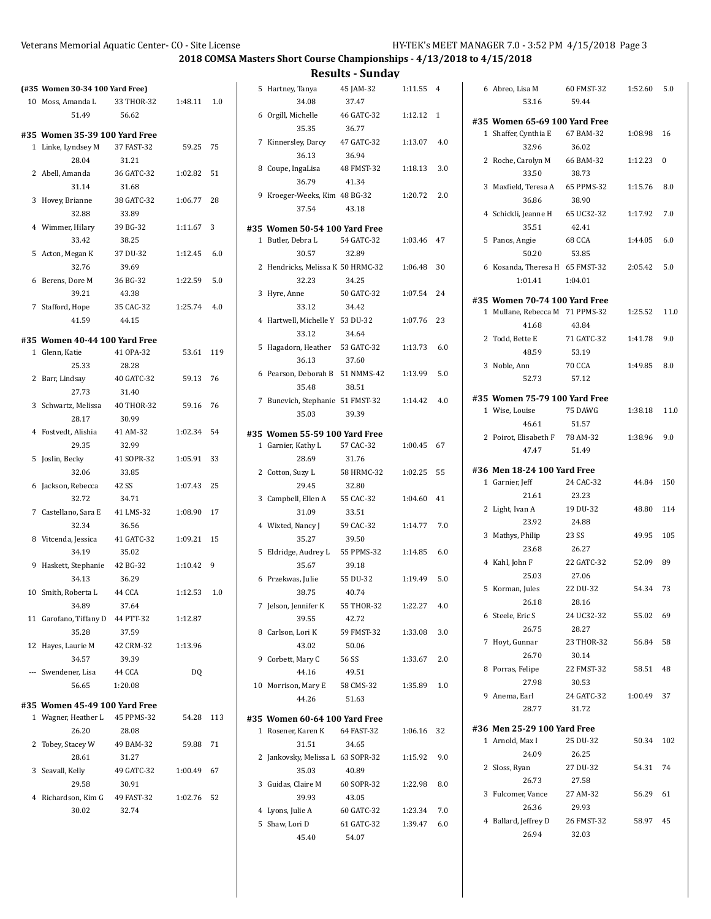2018 COMSA Masters Short Course Championships - 4/13/2018 to 4/15/2018

## Results - Sunday

**(#35 Women 30-34 100 Yard Free)**

| | | | | |
|---|---|---|---|---|
| 10 Moss, Amanda L | 33 THOR-32 | 1:48.11 | 1.0 | |
| 51.49 | 56.62 | | | |

### #35 Women 35-39 100 Yard Free

| | | | | |
|---|---|---|---|---|
| 1 Linke, Lyndsey M | 37 FAST-32 | 59.25 | 75 | |
| 28.04 | 31.21 | | | |
| 2 Abell, Amanda | 36 GATC-32 | 1:02.82 | 51 | |
| 31.14 | 31.68 | | | |
| 3 Hovey, Brianne | 38 GATC-32 | 1:06.77 | 28 | |
| 32.88 | 33.89 | | | |
| 4 Wimmer, Hilary | 39 BG-32 | 1:11.67 | 3 | |
| 33.42 | 38.25 | | | |
| 5 Acton, Megan K | 37 DU-32 | 1:12.45 | 6.0 | |
| 32.76 | 39.69 | | | |
| 6 Berens, Dore M | 36 BG-32 | 1:22.59 | 5.0 | |
| 39.21 | 43.38 | | | |
| 7 Stafford, Hope | 35 CAC-32 | 1:25.74 | 4.0 | |
| 41.59 | 44.15 | | | |

### #35 Women 40-44 100 Yard Free

| | | | | |
|---|---|---|---|---|
| 1 Glenn, Katie | 41 OPA-32 | 53.61 | 119 | |
| 25.33 | 28.28 | | | |
| 2 Barr, Lindsay | 40 GATC-32 | 59.13 | 76 | |
| 27.73 | 31.40 | | | |
| 3 Schwartz, Melissa | 40 THOR-32 | 59.16 | 76 | |
| 28.17 | 30.99 | | | |
| 4 Fostvedt, Alishia | 41 AM-32 | 1:02.34 | 54 | |
| 29.35 | 32.99 | | | |
| 5 Joslin, Becky | 41 SOPR-32 | 1:05.91 | 33 | |
| 32.06 | 33.85 | | | |
| 6 Jackson, Rebecca | 42 SS | 1:07.43 | 25 | |
| 32.72 | 34.71 | | | |
| 7 Castellano, Sara E | 41 LMS-32 | 1:08.90 | 17 | |
| 32.34 | 36.56 | | | |
| 8 Vitcenda, Jessica | 41 GATC-32 | 1:09.21 | 15 | |
| 34.19 | 35.02 | | | |
| 9 Haskett, Stephanie | 42 BG-32 | 1:10.42 | 9 | |
| 34.13 | 36.29 | | | |
| 10 Smith, Roberta L | 44 CCA | 1:12.53 | 1.0 | |
| 34.89 | 37.64 | | | |
| 11 Garofano, Tiffany D | 44 PTT-32 | 1:12.87 | | |
| 35.28 | 37.59 | | | |
| 12 Hayes, Laurie M | 42 CRM-32 | 1:13.96 | | |
| 34.57 | 39.39 | | | |
| --- Swendener, Lisa | 44 CCA | DQ | | |
| 56.65 | 1:20.08 | | | |

### #35 Women 45-49 100 Yard Free

| | | | | |
|---|---|---|---|---|
| 1 Wagner, Heather L | 45 PPMS-32 | 54.28 | 113 | |
| 26.20 | 28.08 | | | |
| 2 Tobey, Stacey W | 49 BAM-32 | 59.88 | 71 | |
| 28.61 | 31.27 | | | |
| 3 Seavall, Kelly | 49 GATC-32 | 1:00.49 | 67 | |
| 29.58 | 30.91 | | | |
| 4 Richardson, Kim G | 49 FAST-32 | 1:02.76 | 52 | |
| 30.02 | 32.74 | | | |
| 5 Hartney, Tanya | 45 JAM-32 | 1:11.55 | 4 | |
| 34.08 | 37.47 | | | |
| 6 Orgill, Michelle | 46 GATC-32 | 1:12.12 | 1 | |
| 35.35 | 36.77 | | | |
| 7 Kinnersley, Darcy | 47 GATC-32 | 1:13.07 | 4.0 | |
| 36.13 | 36.94 | | | |
| 8 Coupe, IngaLisa | 48 FMST-32 | 1:18.13 | 3.0 | |
| 36.79 | 41.34 | | | |
| 9 Kroeger-Weeks, Kim | 48 BG-32 | 1:20.72 | 2.0 | |
| 37.54 | 43.18 | | | |

### #35 Women 50-54 100 Yard Free

| | | | | |
|---|---|---|---|---|
| 1 Butler, Debra L | 54 GATC-32 | 1:03.46 | 47 | |
| 30.57 | 32.89 | | | |
| 2 Hendricks, Melissa K | 50 HRMC-32 | 1:06.48 | 30 | |
| 32.23 | 34.25 | | | |
| 3 Hyre, Anne | 50 GATC-32 | 1:07.54 | 24 | |
| 33.12 | 34.42 | | | |
| 4 Hartwell, Michelle Y | 53 DU-32 | 1:07.76 | 23 | |
| 33.12 | 34.64 | | | |
| 5 Hagadorn, Heather | 53 GATC-32 | 1:13.73 | 6.0 | |
| 36.13 | 37.60 | | | |
| 6 Pearson, Deborah B | 51 NMMS-42 | 1:13.99 | 5.0 | |
| 35.48 | 38.51 | | | |
| 7 Bunevich, Stephanie | 51 FMST-32 | 1:14.42 | 4.0 | |
| 35.03 | 39.39 | | | |

### #35 Women 55-59 100 Yard Free

| | | | | |
|---|---|---|---|---|
| 1 Garnier, Kathy L | 57 CAC-32 | 1:00.45 | 67 | |
| 28.69 | 31.76 | | | |
| 2 Cotton, Suzy L | 58 HRMC-32 | 1:02.25 | 55 | |
| 29.45 | 32.80 | | | |
| 3 Campbell, Ellen A | 55 CAC-32 | 1:04.60 | 41 | |
| 31.09 | 33.51 | | | |
| 4 Wixted, Nancy J | 59 CAC-32 | 1:14.77 | 7.0 | |
| 35.27 | 39.50 | | | |
| 5 Eldridge, Audrey L | 55 PPMS-32 | 1:14.85 | 6.0 | |
| 35.67 | 39.18 | | | |
| 6 Przekwas, Julie | 55 DU-32 | 1:19.49 | 5.0 | |
| 38.75 | 40.74 | | | |
| 7 Jelson, Jennifer K | 55 THOR-32 | 1:22.27 | 4.0 | |
| 39.55 | 42.72 | | | |
| 8 Carlson, Lori K | 59 FMST-32 | 1:33.08 | 3.0 | |
| 43.02 | 50.06 | | | |
| 9 Corbett, Mary C | 56 SS | 1:33.67 | 2.0 | |
| 44.16 | 49.51 | | | |
| 10 Morrison, Mary E | 58 CMS-32 | 1:35.89 | 1.0 | |
| 44.26 | 51.63 | | | |

### #35 Women 60-64 100 Yard Free

| | | | | |
|---|---|---|---|---|
| 1 Rosener, Karen K | 64 FAST-32 | 1:06.16 | 32 | |
| 31.51 | 34.65 | | | |
| 2 Jankovsky, Melissa L | 63 SOPR-32 | 1:15.92 | 9.0 | |
| 35.03 | 40.89 | | | |
| 3 Guidas, Claire M | 60 SOPR-32 | 1:22.98 | 8.0 | |
| 39.93 | 43.05 | | | |
| 4 Lyons, Julie A | 60 GATC-32 | 1:23.34 | 7.0 | |
| 5 Shaw, Lori D | 61 GATC-32 | 1:39.47 | 6.0 | |
| 45.40 | 54.07 | | | |
| 6 Abreo, Lisa M | 60 FMST-32 | 1:52.60 | 5.0 | |
| 53.16 | 59.44 | | | |

### #35 Women 65-69 100 Yard Free

| | | | | |
|---|---|---|---|---|
| 1 Shaffer, Cynthia E | 67 BAM-32 | 1:08.98 | 16 | |
| 32.96 | 36.02 | | | |
| 2 Roche, Carolyn M | 66 BAM-32 | 1:12.23 | 0 | |
| 33.50 | 38.73 | | | |
| 3 Maxfield, Teresa A | 65 PPMS-32 | 1:15.76 | 8.0 | |
| 36.86 | 38.90 | | | |
| 4 Schickli, Jeanne H | 65 UC32-32 | 1:17.92 | 7.0 | |
| 35.51 | 42.41 | | | |
| 5 Panos, Angie | 68 CCA | 1:44.05 | 6.0 | |
| 50.20 | 53.85 | | | |
| 6 Kosanda, Theresa H | 65 FMST-32 | 2:05.42 | 5.0 | |
| 1:01.41 | 1:04.01 | | | |

### #35 Women 70-74 100 Yard Free

| | | | | |
|---|---|---|---|---|
| 1 Mullane, Rebecca M | 71 PPMS-32 | 1:25.52 | 11.0 | |
| 41.68 | 43.84 | | | |
| 2 Todd, Bette E | 71 GATC-32 | 1:41.78 | 9.0 | |
| 48.59 | 53.19 | | | |
| 3 Noble, Ann | 70 CCA | 1:49.85 | 8.0 | |
| 52.73 | 57.12 | | | |

### #35 Women 75-79 100 Yard Free

| | | | | |
|---|---|---|---|---|
| 1 Wise, Louise | 75 DAWG | 1:38.18 | 11.0 | |
| 46.61 | 51.57 | | | |
| 2 Poirot, Elisabeth F | 78 AM-32 | 1:38.96 | 9.0 | |
| 47.47 | 51.49 | | | |

### #36 Men 18-24 100 Yard Free

| | | | | |
|---|---|---|---|---|
| 1 Garnier, Jeff | 24 CAC-32 | 44.84 | 150 | |
| 21.61 | 23.23 | | | |
| 2 Light, Ivan A | 19 DU-32 | 48.80 | 114 | |
| 23.92 | 24.88 | | | |
| 3 Mathys, Philip | 23 SS | 49.95 | 105 | |
| 23.68 | 26.27 | | | |
| 4 Kahl, John F | 22 GATC-32 | 52.09 | 89 | |
| 25.03 | 27.06 | | | |
| 5 Korman, Jules | 22 DU-32 | 54.34 | 73 | |
| 26.18 | 28.16 | | | |
| 6 Steele, Eric S | 24 UC32-32 | 55.02 | 69 | |
| 26.75 | 28.27 | | | |
| 7 Hoyt, Gunnar | 23 THOR-32 | 56.84 | 58 | |
| 26.70 | 30.14 | | | |
| 8 Porras, Felipe | 22 FMST-32 | 58.51 | 48 | |
| 27.98 | 30.53 | | | |
| 9 Anema, Earl | 24 GATC-32 | 1:00.49 | 37 | |
| 28.77 | 31.72 | | | |

### #36 Men 25-29 100 Yard Free

| | | | | |
|---|---|---|---|---|
| 1 Arnold, Max I | 25 DU-32 | 50.34 | 102 | |
| 24.09 | 26.25 | | | |
| 2 Sloss, Ryan | 27 DU-32 | 54.31 | 74 | |
| 26.73 | 27.58 | | | |
| 3 Fulcomer, Vance | 27 AM-32 | 56.29 | 61 | |
| 26.36 | 29.93 | | | |
| 4 Ballard, Jeffrey D | 26 FMST-32 | 58.97 | 45 | |
| 26.94 | 32.03 | | | |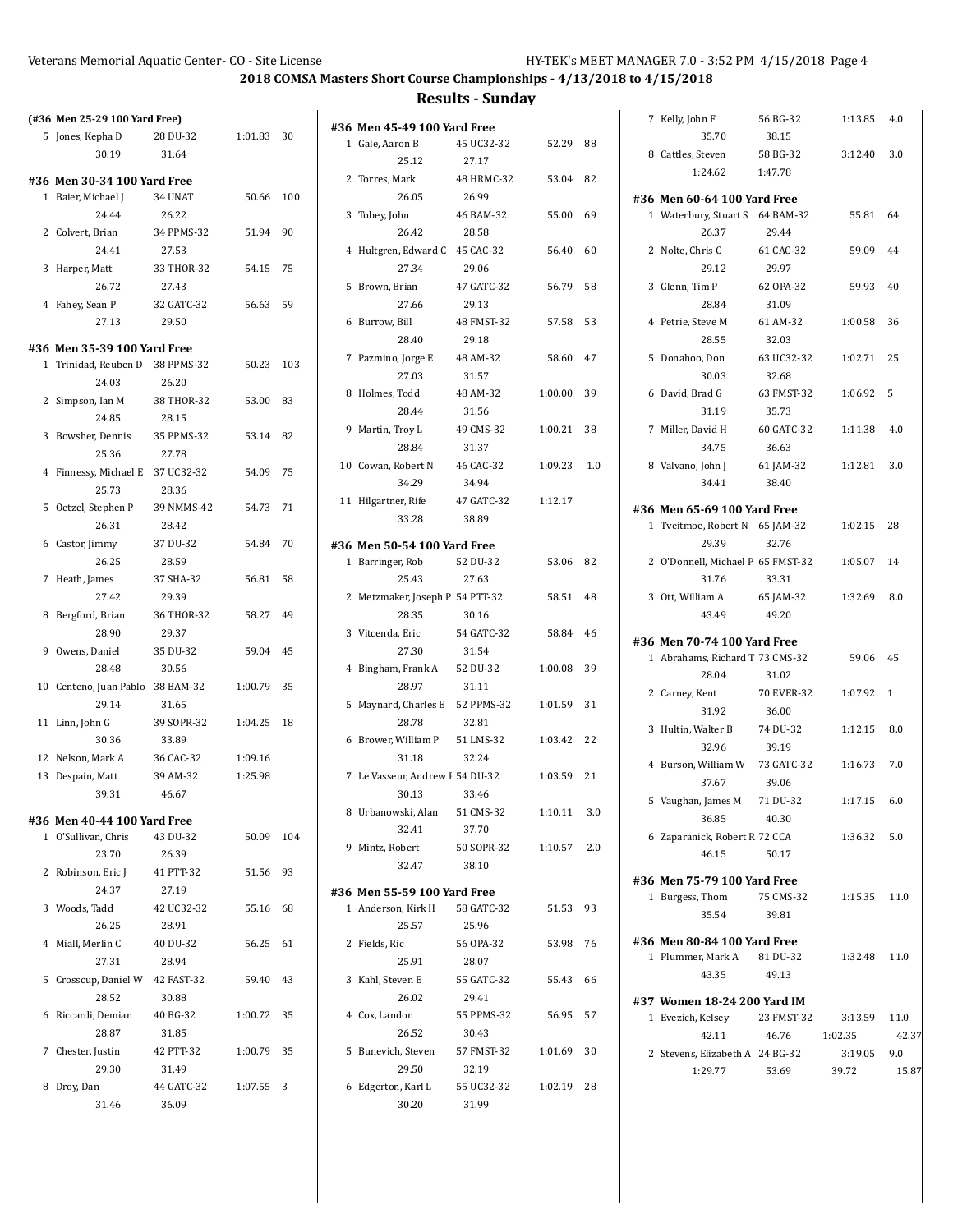## 2018 COMSA Masters Short Course Championships - 4/13/2018 to 4/15/2018

## Results - Sunday

### (#36 Men 25-29 100 Yard Free)

| | Name | Age Team | Finals Time | Points |
|---|---|---|---|---|
| 5 | Jones, Kepha D | 28 DU-32 | 1:01.83 | 30 |
| | 30.19 | 31.64 | | |

### #36 Men 30-34 100 Yard Free

| | Name | Age Team | Finals Time | Points |
|---|---|---|---|---|
| 1 | Baier, Michael J | 34 UNAT | 50.66 | 100 |
| | 24.44 | 26.22 | | |
| 2 | Colvert, Brian | 34 PPMS-32 | 51.94 | 90 |
| | 24.41 | 27.53 | | |
| 3 | Harper, Matt | 33 THOR-32 | 54.15 | 75 |
| | 26.72 | 27.43 | | |
| 4 | Fahey, Sean P | 32 GATC-32 | 56.63 | 59 |
| | 27.13 | 29.50 | | |

### #36 Men 35-39 100 Yard Free

| | Name | Age Team | Finals Time | Points |
|---|---|---|---|---|
| 1 | Trinidad, Reuben D | 38 PPMS-32 | 50.23 | 103 |
| | 24.03 | 26.20 | | |
| 2 | Simpson, Ian M | 38 THOR-32 | 53.00 | 83 |
| | 24.85 | 28.15 | | |
| 3 | Bowsher, Dennis | 35 PPMS-32 | 53.14 | 82 |
| | 25.36 | 27.78 | | |
| 4 | Finnessy, Michael E | 37 UC32-32 | 54.09 | 75 |
| | 25.73 | 28.36 | | |
| 5 | Oetzel, Stephen P | 39 NMMS-42 | 54.73 | 71 |
| | 26.31 | 28.42 | | |
| 6 | Castor, Jimmy | 37 DU-32 | 54.84 | 70 |
| | 26.25 | 28.59 | | |
| 7 | Heath, James | 37 SHA-32 | 56.81 | 58 |
| | 27.42 | 29.39 | | |
| 8 | Bergford, Brian | 36 THOR-32 | 58.27 | 49 |
| | 28.90 | 29.37 | | |
| 9 | Owens, Daniel | 35 DU-32 | 59.04 | 45 |
| | 28.48 | 30.56 | | |
| 10 | Centeno, Juan Pablo | 38 BAM-32 | 1:00.79 | 35 |
| | 29.14 | 31.65 | | |
| 11 | Linn, John G | 39 SOPR-32 | 1:04.25 | 18 |
| | 30.36 | 33.89 | | |
| 12 | Nelson, Mark A | 36 CAC-32 | 1:09.16 | |
| 13 | Despain, Matt | 39 AM-32 | 1:25.98 | |
| | 39.31 | 46.67 | | |

### #36 Men 40-44 100 Yard Free

| | Name | Age Team | Finals Time | Points |
|---|---|---|---|---|
| 1 | O'Sullivan, Chris | 43 DU-32 | 50.09 | 104 |
| | 23.70 | 26.39 | | |
| 2 | Robinson, Eric J | 41 PTT-32 | 51.56 | 93 |
| | 24.37 | 27.19 | | |
| 3 | Woods, Tadd | 42 UC32-32 | 55.16 | 68 |
| | 26.25 | 28.91 | | |
| 4 | Miall, Merlin C | 40 DU-32 | 56.25 | 61 |
| | 27.31 | 28.94 | | |
| 5 | Crosscup, Daniel W | 42 FAST-32 | 59.40 | 43 |
| | 28.52 | 30.88 | | |
| 6 | Riccardi, Demian | 40 BG-32 | 1:00.72 | 35 |
| | 28.87 | 31.85 | | |
| 7 | Chester, Justin | 42 PTT-32 | 1:00.79 | 35 |
| | 29.30 | 31.49 | | |
| 8 | Droy, Dan | 44 GATC-32 | 1:07.55 | 3 |
| | 31.46 | 36.09 | | |

### #36 Men 45-49 100 Yard Free

| | Name | Age Team | Finals Time | Points |
|---|---|---|---|---|
| 1 | Gale, Aaron B | 45 UC32-32 | 52.29 | 88 |
| | 25.12 | 27.17 | | |
| 2 | Torres, Mark | 48 HRMC-32 | 53.04 | 82 |
| | 26.05 | 26.99 | | |
| 3 | Tobey, John | 46 BAM-32 | 55.00 | 69 |
| | 26.42 | 28.58 | | |
| 4 | Hultgren, Edward C | 45 CAC-32 | 56.40 | 60 |
| | 27.34 | 29.06 | | |
| 5 | Brown, Brian | 47 GATC-32 | 56.79 | 58 |
| | 27.66 | 29.13 | | |
| 6 | Burrow, Bill | 48 FMST-32 | 57.58 | 53 |
| | 28.40 | 29.18 | | |
| 7 | Pazmino, Jorge E | 48 AM-32 | 58.60 | 47 |
| | 27.03 | 31.57 | | |
| 8 | Holmes, Todd | 48 AM-32 | 1:00.00 | 39 |
| | 28.44 | 31.56 | | |
| 9 | Martin, Troy L | 49 CMS-32 | 1:00.21 | 38 |
| | 28.84 | 31.37 | | |
| 10 | Cowan, Robert N | 46 CAC-32 | 1:09.23 | 1.0 |
| | 34.29 | 34.94 | | |
| 11 | Hilgartner, Rife | 47 GATC-32 | 1:12.17 | |
| | 33.28 | 38.89 | | |

### #36 Men 50-54 100 Yard Free

| | Name | Age Team | Finals Time | Points |
|---|---|---|---|---|
| 1 | Barringer, Rob | 52 DU-32 | 53.06 | 82 |
| | 25.43 | 27.63 | | |
| 2 | Metzmaker, Joseph P | 54 PTT-32 | 58.51 | 48 |
| | 28.35 | 30.16 | | |
| 3 | Vitcenda, Eric | 54 GATC-32 | 58.84 | 46 |
| | 27.30 | 31.54 | | |
| 4 | Bingham, Frank A | 52 DU-32 | 1:00.08 | 39 |
| | 28.97 | 31.11 | | |
| 5 | Maynard, Charles E | 52 PPMS-32 | 1:01.59 | 31 |
| | 28.78 | 32.81 | | |
| 6 | Brower, William P | 51 LMS-32 | 1:03.42 | 22 |
| | 31.18 | 32.24 | | |
| 7 | Le Vasseur, Andrew I | 54 DU-32 | 1:03.59 | 21 |
| | 30.13 | 33.46 | | |
| 8 | Urbanowski, Alan | 51 CMS-32 | 1:10.11 | 3.0 |
| | 32.41 | 37.70 | | |
| 9 | Mintz, Robert | 50 SOPR-32 | 1:10.57 | 2.0 |
| | 32.47 | 38.10 | | |

### #36 Men 55-59 100 Yard Free

| | Name | Age Team | Finals Time | Points |
|---|---|---|---|---|
| 1 | Anderson, Kirk H | 58 GATC-32 | 51.53 | 93 |
| | 25.57 | 25.96 | | |
| 2 | Fields, Ric | 56 OPA-32 | 53.98 | 76 |
| | 25.91 | 28.07 | | |
| 3 | Kahl, Steven E | 55 GATC-32 | 55.43 | 66 |
| | 26.02 | 29.41 | | |
| 4 | Cox, Landon | 55 PPMS-32 | 56.95 | 57 |
| | 26.52 | 30.43 | | |
| 5 | Bunevich, Steven | 57 FMST-32 | 1:01.69 | 30 |
| | 29.50 | 32.19 | | |
| 6 | Edgerton, Karl L | 55 UC32-32 | 1:02.19 | 28 |
| | 30.20 | 31.99 | | |
| 7 | Kelly, John F | 56 BG-32 | 1:13.85 | 4.0 |
| | 35.70 | 38.15 | | |
| 8 | Cattles, Steven | 58 BG-32 | 3:12.40 | 3.0 |
| | 1:24.62 | 1:47.78 | | |

### #36 Men 60-64 100 Yard Free

| | Name | Age Team | Finals Time | Points |
|---|---|---|---|---|
| 1 | Waterbury, Stuart S | 64 BAM-32 | 55.81 | 64 |
| | 26.37 | 29.44 | | |
| 2 | Nolte, Chris C | 61 CAC-32 | 59.09 | 44 |
| | 29.12 | 29.97 | | |
| 3 | Glenn, Tim P | 62 OPA-32 | 59.93 | 40 |
| | 28.84 | 31.09 | | |
| 4 | Petrie, Steve M | 61 AM-32 | 1:00.58 | 36 |
| | 28.55 | 32.03 | | |
| 5 | Donahoo, Don | 63 UC32-32 | 1:02.71 | 25 |
| | 30.03 | 32.68 | | |
| 6 | David, Brad G | 63 FMST-32 | 1:06.92 | 5 |
| | 31.19 | 35.73 | | |
| 7 | Miller, David H | 60 GATC-32 | 1:11.38 | 4.0 |
| | 34.75 | 36.63 | | |
| 8 | Valvano, John J | 61 JAM-32 | 1:12.81 | 3.0 |
| | 34.41 | 38.40 | | |

### #36 Men 65-69 100 Yard Free

| | Name | Age Team | Finals Time | Points |
|---|---|---|---|---|
| 1 | Tveitmoe, Robert N | 65 JAM-32 | 1:02.15 | 28 |
| | 29.39 | 32.76 | | |
| 2 | O'Donnell, Michael P | 65 FMST-32 | 1:05.07 | 14 |
| | 31.76 | 33.31 | | |
| 3 | Ott, William A | 65 JAM-32 | 1:32.69 | 8.0 |
| | 43.49 | 49.20 | | |

### #36 Men 70-74 100 Yard Free

| | Name | Age Team | Finals Time | Points |
|---|---|---|---|---|
| 1 | Abrahams, Richard T | 73 CMS-32 | 59.06 | 45 |
| | 28.04 | 31.02 | | |
| 2 | Carney, Kent | 70 EVER-32 | 1:07.92 | 1 |
| | 31.92 | 36.00 | | |
| 3 | Hultin, Walter B | 74 DU-32 | 1:12.15 | 8.0 |
| | 32.96 | 39.19 | | |
| 4 | Burson, William W | 73 GATC-32 | 1:16.73 | 7.0 |
| | 37.67 | 39.06 | | |
| 5 | Vaughan, James M | 71 DU-32 | 1:17.15 | 6.0 |
| | 36.85 | 40.30 | | |
| 6 | Zaparanick, Robert R | 72 CCA | 1:36.32 | 5.0 |
| | 46.15 | 50.17 | | |

### #36 Men 75-79 100 Yard Free

| | Name | Age Team | Finals Time | Points |
|---|---|---|---|---|
| 1 | Burgess, Thom | 75 CMS-32 | 1:15.35 | 11.0 |
| | 35.54 | 39.81 | | |

### #36 Men 80-84 100 Yard Free

| | Name | Age Team | Finals Time | Points |
|---|---|---|---|---|
| 1 | Plummer, Mark A | 81 DU-32 | 1:32.48 | 11.0 |
| | 43.35 | 49.13 | | |

### #37 Women 18-24 200 Yard IM

| | Name | Age Team | Finals Time | Points |
|---|---|---|---|---|
| 1 | Evezich, Kelsey | 23 FMST-32 | 3:13.59 | 11.0 |
| | 42.11 | 46.76 | 1:02.35 | 42.37 |
| 2 | Stevens, Elizabeth A | 24 BG-32 | 3:19.05 | 9.0 |
| | 1:29.77 | 53.69 | 39.72 | 15.87 |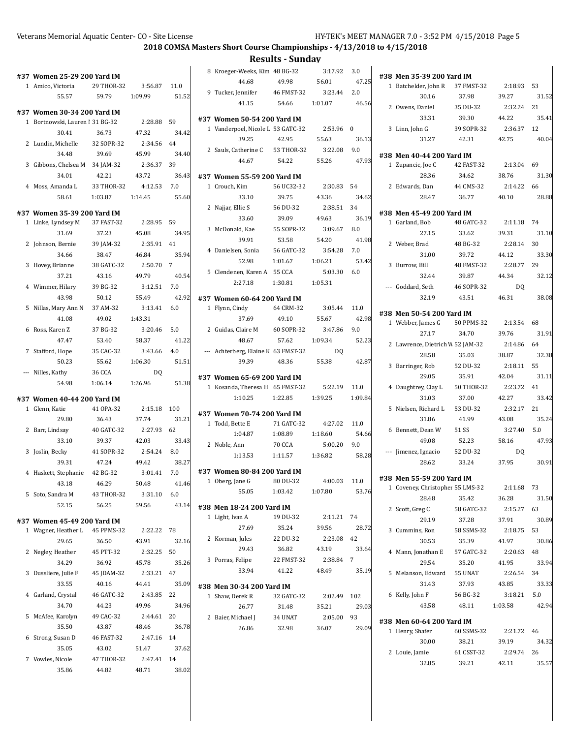## 2018 COMSA Masters Short Course Championships - 4/13/2018 to 4/15/2018

## Results - Sunday

### #37 Women 25-29 200 Yard IM

| | | | | |
|---|---|---|---|---|
| 1 Amico, Victoria | 29 THOR-32 | 3:56.87 | 11.0 | |
| 55.57 | 59.79 | 1:09.99 | 51.52 | |

### #37 Women 30-34 200 Yard IM

| | | | | |
|---|---|---|---|---|
| 1 Bortnowski, Lauren ! | 31 BG-32 | 2:28.88 | 59 | |
| 30.41 | 36.73 | 47.32 | 34.42 | |
| 2 Lundin, Michelle | 32 SOPR-32 | 2:34.56 | 44 | |
| 34.48 | 39.69 | 45.99 | 34.40 | |
| 3 Gibbons, Chelsea M | 34 JAM-32 | 2:36.37 | 39 | |
| 34.01 | 42.21 | 43.72 | 36.43 | |
| 4 Moss, Amanda L | 33 THOR-32 | 4:12.53 | 7.0 | |
| 58.61 | 1:03.87 | 1:14.45 | 55.60 | |

### #37 Women 35-39 200 Yard IM

| | | | | |
|---|---|---|---|---|
| 1 Linke, Lyndsey M | 37 FAST-32 | 2:28.95 | 59 | |
| 31.69 | 37.23 | 45.08 | 34.95 | |
| 2 Johnson, Bernie | 39 JAM-32 | 2:35.91 | 41 | |
| 34.66 | 38.47 | 46.84 | 35.94 | |
| 3 Hovey, Brianne | 38 GATC-32 | 2:50.70 | 7 | |
| 37.21 | 43.16 | 49.79 | 40.54 | |
| 4 Wimmer, Hilary | 39 BG-32 | 3:12.51 | 7.0 | |
| 43.98 | 50.12 | 55.49 | 42.92 | |
| 5 Nillas, Mary Ann N | 37 AM-32 | 3:13.41 | 6.0 | |
| 41.08 | 49.02 | 1:43.31 | | |
| 6 Ross, Karen Z | 37 BG-32 | 3:20.46 | 5.0 | |
| 47.47 | 53.40 | 58.37 | 41.22 | |
| 7 Stafford, Hope | 35 CAC-32 | 3:43.66 | 4.0 | |
| 50.23 | 55.62 | 1:06.30 | 51.51 | |
| --- Nilles, Kathy | 36 CCA | DQ | | |
| 54.98 | 1:06.14 | 1:26.96 | 51.38 | |

### #37 Women 40-44 200 Yard IM

| | | | | |
|---|---|---|---|---|
| 1 Glenn, Katie | 41 OPA-32 | 2:15.18 | 100 | |
| 29.80 | 36.43 | 37.74 | 31.21 | |
| 2 Barr, Lindsay | 40 GATC-32 | 2:27.93 | 62 | |
| 33.10 | 39.37 | 42.03 | 33.43 | |
| 3 Joslin, Becky | 41 SOPR-32 | 2:54.24 | 8.0 | |
| 39.31 | 47.24 | 49.42 | 38.27 | |
| 4 Haskett, Stephanie | 42 BG-32 | 3:01.41 | 7.0 | |
| 43.18 | 46.29 | 50.48 | 41.46 | |
| 5 Soto, Sandra M | 43 THOR-32 | 3:31.10 | 6.0 | |
| 52.15 | 56.25 | 59.56 | 43.14 | |

### #37 Women 45-49 200 Yard IM

| | | | | |
|---|---|---|---|---|
| 1 Wagner, Heather L | 45 PPMS-32 | 2:22.22 | 78 | |
| 29.65 | 36.50 | 43.91 | 32.16 | |
| 2 Negley, Heather | 45 PTT-32 | 2:32.25 | 50 | |
| 34.29 | 36.92 | 45.78 | 35.26 | |
| 3 Dussliere, Julie F | 45 JDAM-32 | 2:33.21 | 47 | |
| 33.55 | 40.16 | 44.41 | 35.09 | |
| 4 Garland, Crystal | 46 GATC-32 | 2:43.85 | 22 | |
| 34.70 | 44.23 | 49.96 | 34.96 | |
| 5 McAfee, Karolyn | 49 CAC-32 | 2:44.61 | 20 | |
| 35.50 | 43.87 | 48.46 | 36.78 | |
| 6 Strong, Susan D | 46 FAST-32 | 2:47.16 | 14 | |
| 35.05 | 43.02 | 51.47 | 37.62 | |
| 7 Vowles, Nicole | 47 THOR-32 | 2:47.41 | 14 | |
| 35.86 | 44.82 | 48.71 | 38.02 | |
| 8 Kroeger-Weeks, Kim | 48 BG-32 | 3:17.92 | 3.0 | |
| 44.68 | 49.98 | 56.01 | 47.25 | |
| 9 Tucker, Jennifer | 46 FMST-32 | 3:23.44 | 2.0 | |
| 41.15 | 54.66 | 1:01.07 | 46.56 | |

### #37 Women 50-54 200 Yard IM

| | | | | |
|---|---|---|---|---|
| 1 Vanderpoel, Nicole L | 53 GATC-32 | 2:53.96 | 0 | |
| 39.25 | 42.95 | 55.63 | 36.13 | |
| 2 Sauls, Catherine C | 53 THOR-32 | 3:22.08 | 9.0 | |
| 44.67 | 54.22 | 55.26 | 47.93 | |

### #37 Women 55-59 200 Yard IM

| | | | | |
|---|---|---|---|---|
| 1 Crouch, Kim | 56 UC32-32 | 2:30.83 | 54 | |
| 33.10 | 39.75 | 43.36 | 34.62 | |
| 2 Najjar, Ellie S | 56 DU-32 | 2:38.51 | 34 | |
| 33.60 | 39.09 | 49.63 | 36.19 | |
| 3 McDonald, Kae | 55 SOPR-32 | 3:09.67 | 8.0 | |
| 39.91 | 53.58 | 54.20 | 41.98 | |
| 4 Danielsen, Sonia | 56 GATC-32 | 3:54.28 | 7.0 | |
| 52.98 | 1:01.67 | 1:06.21 | 53.42 | |
| 5 Clendenen, Karen A | 55 CCA | 5:03.30 | 6.0 | |
| 2:27.18 | 1:30.81 | 1:05.31 | | |

### #37 Women 60-64 200 Yard IM

| | | | | |
|---|---|---|---|---|
| 1 Flynn, Cindy | 64 CRM-32 | 3:05.44 | 11.0 | |
| 37.69 | 49.10 | 55.67 | 42.98 | |
| 2 Guidas, Claire M | 60 SOPR-32 | 3:47.86 | 9.0 | |
| 48.67 | 57.62 | 1:09.34 | 52.23 | |
| --- Achterberg, Elaine K | 63 FMST-32 | DQ | | |
| 39.39 | 48.36 | 55.38 | 42.87 | |

### #37 Women 65-69 200 Yard IM

| | | | | |
|---|---|---|---|---|
| 1 Kosanda, Theresa H | 65 FMST-32 | 5:22.19 | 11.0 | |
| 1:10.25 | 1:22.85 | 1:39.25 | 1:09.84 | |

### #37 Women 70-74 200 Yard IM

| | | | | |
|---|---|---|---|---|
| 1 Todd, Bette E | 71 GATC-32 | 4:27.02 | 11.0 | |
| 1:04.87 | 1:08.89 | 1:18.60 | 54.66 | |
| 2 Noble, Ann | 70 CCA | 5:00.20 | 9.0 | |
| 1:13.53 | 1:11.57 | 1:36.82 | 58.28 | |

### #37 Women 80-84 200 Yard IM

| | | | | |
|---|---|---|---|---|
| 1 Oberg, Jane G | 80 DU-32 | 4:00.03 | 11.0 | |
| 55.05 | 1:03.42 | 1:07.80 | 53.76 | |

### #38 Men 18-24 200 Yard IM

| | | | | |
|---|---|---|---|---|
| 1 Light, Ivan A | 19 DU-32 | 2:11.21 | 74 | |
| 27.69 | 35.24 | 39.56 | 28.72 | |
| 2 Korman, Jules | 22 DU-32 | 2:23.08 | 42 | |
| 29.43 | 36.82 | 43.19 | 33.64 | |
| 3 Porras, Felipe | 22 FMST-32 | 2:38.84 | 7 | |
| 33.94 | 41.22 | 48.49 | 35.19 | |

### #38 Men 30-34 200 Yard IM

| | | | | |
|---|---|---|---|---|
| 1 Shaw, Derek R | 32 GATC-32 | 2:02.49 | 102 | |
| 26.77 | 31.48 | 35.21 | 29.03 | |
| 2 Baier, Michael J | 34 UNAT | 2:05.00 | 93 | |
| 26.86 | 32.98 | 36.07 | 29.09 | |

### #38 Men 35-39 200 Yard IM

| | | | | |
|---|---|---|---|---|
| 1 Batchelder, John R | 37 FMST-32 | 2:18.93 | 53 | |
| 30.16 | 37.98 | 39.27 | 31.52 | |
| 2 Owens, Daniel | 35 DU-32 | 2:32.24 | 21 | |
| 33.31 | 39.30 | 44.22 | 35.41 | |
| 3 Linn, John G | 39 SOPR-32 | 2:36.37 | 12 | |
| 31.27 | 42.31 | 42.75 | 40.04 | |

### #38 Men 40-44 200 Yard IM

| | | | | |
|---|---|---|---|---|
| 1 Zupancic, Joe C | 42 FAST-32 | 2:13.04 | 69 | |
| 28.36 | 34.62 | 38.76 | 31.30 | |
| 2 Edwards, Dan | 44 CMS-32 | 2:14.22 | 66 | |
| 28.47 | 36.77 | 40.10 | 28.88 | |

### #38 Men 45-49 200 Yard IM

| | | | | |
|---|---|---|---|---|
| 1 Garland, Bob | 48 GATC-32 | 2:11.18 | 74 | |
| 27.15 | 33.62 | 39.31 | 31.10 | |
| 2 Weber, Brad | 48 BG-32 | 2:28.14 | 30 | |
| 31.00 | 39.72 | 44.12 | 33.30 | |
| 3 Burrow, Bill | 48 FMST-32 | 2:28.77 | 29 | |
| 32.44 | 39.87 | 44.34 | 32.12 | |
| --- Goddard, Seth | 46 SOPR-32 | DQ | | |
| 32.19 | 43.51 | 46.31 | 38.08 | |

### #38 Men 50-54 200 Yard IM

| | | | | |
|---|---|---|---|---|
| 1 Webber, James G | 50 PPMS-32 | 2:13.54 | 68 | |
| 27.17 | 34.70 | 39.76 | 31.91 | |
| 2 Lawrence, Dietrich W | 52 JAM-32 | 2:14.86 | 64 | |
| 28.58 | 35.03 | 38.87 | 32.38 | |
| 3 Barringer, Rob | 52 DU-32 | 2:18.11 | 55 | |
| 29.05 | 35.91 | 42.04 | 31.11 | |
| 4 Daughtrey, Clay L | 50 THOR-32 | 2:23.72 | 41 | |
| 31.03 | 37.00 | 42.27 | 33.42 | |
| 5 Nielsen, Richard L | 53 DU-32 | 2:32.17 | 21 | |
| 31.86 | 41.99 | 43.08 | 35.24 | |
| 6 Bennett, Dean W | 51 SS | 3:27.40 | 5.0 | |
| 49.08 | 52.23 | 58.16 | 47.93 | |
| --- Jimenez, Ignacio | 52 DU-32 | DQ | | |
| 28.62 | 33.24 | 37.95 | 30.91 | |

### #38 Men 55-59 200 Yard IM

| | | | | |
|---|---|---|---|---|
| 1 Coveney, Christopher | 55 LMS-32 | 2:11.68 | 73 | |
| 28.48 | 35.42 | 36.28 | 31.50 | |
| 2 Scott, Greg C | 58 GATC-32 | 2:15.27 | 63 | |
| 29.19 | 37.28 | 37.91 | 30.89 | |
| 3 Cummins, Ron | 58 SSMS-32 | 2:18.75 | 53 | |
| 30.53 | 35.39 | 41.97 | 30.86 | |
| 4 Mann, Jonathan E | 57 GATC-32 | 2:20.63 | 48 | |
| 29.54 | 35.20 | 41.95 | 33.94 | |
| 5 Melanson, Edward | 55 UNAT | 2:26.54 | 34 | |
| 31.43 | 37.93 | 43.85 | 33.33 | |
| 6 Kelly, John F | 56 BG-32 | 3:18.21 | 5.0 | |
| 43.58 | 48.11 | 1:03.58 | 42.94 | |

### #38 Men 60-64 200 Yard IM

| | | | | |
|---|---|---|---|---|
| 1 Henry, Shafer | 60 SSMS-32 | 2:21.72 | 46 | |
| 30.00 | 38.21 | 39.19 | 34.32 | |
| 2 Louie, Jamie | 61 CSST-32 | 2:29.74 | 26 | |
| 32.85 | 39.21 | 42.11 | 35.57 | |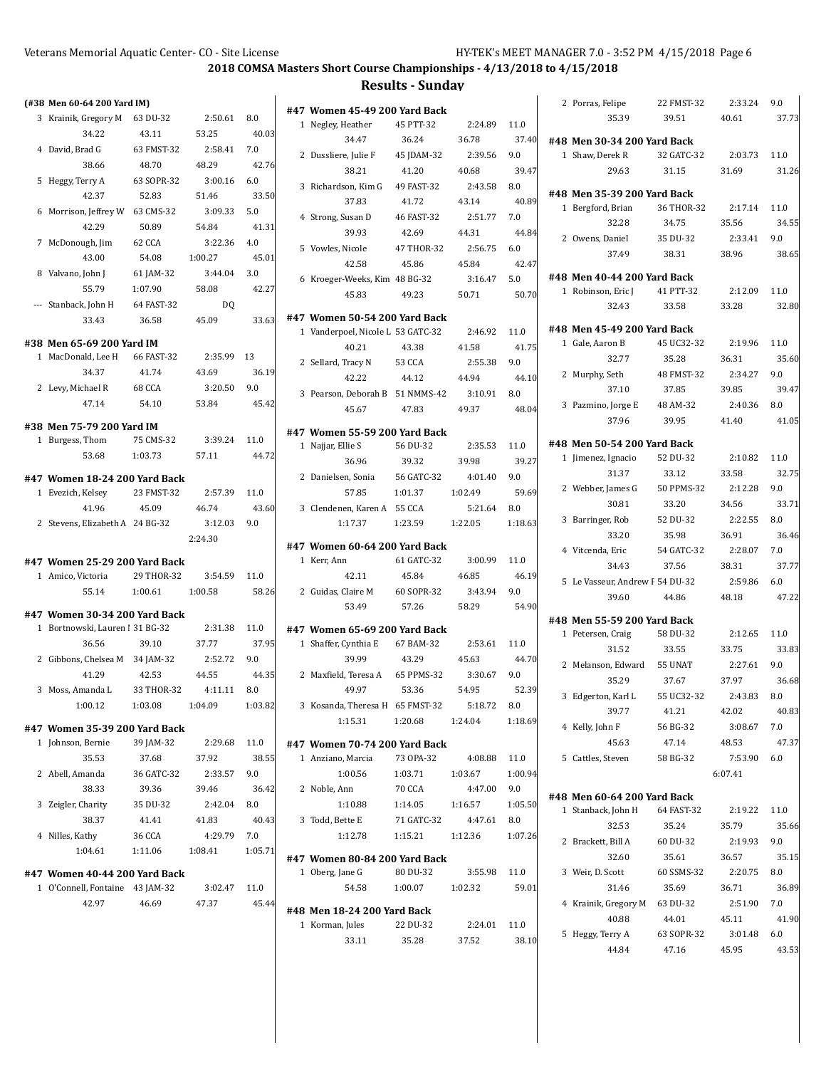## 2018 COMSA Masters Short Course Championships - 4/13/2018 to 4/15/2018

## Results - Sunday

**(#38 Men 60-64 200 Yard IM)**

| | | | | |
|---|---|---|---|---|
| 3 Krainik, Gregory M | 63 DU-32 | 2:50.61 | 8.0 | |
| 34.22 | 43.11 | 53.25 | 40.03 | |
| 4 David, Brad G | 63 FMST-32 | 2:58.41 | 7.0 | |
| 38.66 | 48.70 | 48.29 | 42.76 | |
| 5 Heggy, Terry A | 63 SOPR-32 | 3:00.16 | 6.0 | |
| 42.37 | 52.83 | 51.46 | 33.50 | |
| 6 Morrison, Jeffrey W | 63 CMS-32 | 3:09.33 | 5.0 | |
| 42.29 | 50.89 | 54.84 | 41.31 | |
| 7 McDonough, Jim | 62 CCA | 3:22.36 | 4.0 | |
| 43.00 | 54.08 | 1:00.27 | 45.01 | |
| 8 Valvano, John J | 61 JAM-32 | 3:44.04 | 3.0 | |
| 55.79 | 1:07.90 | 58.08 | 42.27 | |
| --- Stanback, John H | 64 FAST-32 | DQ | | |
| 33.43 | 36.58 | 45.09 | 33.63 | |

**#38 Men 65-69 200 Yard IM**

| | | | |
|---|---|---|---|
| 1 MacDonald, Lee H | 66 FAST-32 | 2:35.99 | 13 |
| 34.37 | 41.74 | 43.69 | 36.19 |
| 2 Levy, Michael R | 68 CCA | 3:20.50 | 9.0 |
| 47.14 | 54.10 | 53.84 | 45.42 |

**#38 Men 75-79 200 Yard IM**

| | | | |
|---|---|---|---|
| 1 Burgess, Thom | 75 CMS-32 | 3:39.24 | 11.0 |
| 53.68 | 1:03.73 | 57.11 | 44.72 |

**#47 Women 18-24 200 Yard Back**

| | | | |
|---|---|---|---|
| 1 Evezich, Kelsey | 23 FMST-32 | 2:57.39 | 11.0 |
| 41.96 | 45.09 | 46.74 | 43.60 |
| 2 Stevens, Elizabeth A | 24 BG-32 | 3:12.03 | 9.0 |
| | | 2:24.30 | |

**#47 Women 25-29 200 Yard Back**

| | | | |
|---|---|---|---|
| 1 Amico, Victoria | 29 THOR-32 | 3:54.59 | 11.0 |
| 55.14 | 1:00.61 | 1:00.58 | 58.26 |

**#47 Women 30-34 200 Yard Back**

| | | | |
|---|---|---|---|
| 1 Bortnowski, Lauren ! | 31 BG-32 | 2:31.38 | 11.0 |
| 36.56 | 39.10 | 37.77 | 37.95 |
| 2 Gibbons, Chelsea M | 34 JAM-32 | 2:52.72 | 9.0 |
| 41.29 | 42.53 | 44.55 | 44.35 |
| 3 Moss, Amanda L | 33 THOR-32 | 4:11.11 | 8.0 |
| 1:00.12 | 1:03.08 | 1:04.09 | 1:03.82 |

**#47 Women 35-39 200 Yard Back**

| | | | |
|---|---|---|---|
| 1 Johnson, Bernie | 39 JAM-32 | 2:29.68 | 11.0 |
| 35.53 | 37.68 | 37.92 | 38.55 |
| 2 Abell, Amanda | 36 GATC-32 | 2:33.57 | 9.0 |
| 38.33 | 39.36 | 39.46 | 36.42 |
| 3 Zeigler, Charity | 35 DU-32 | 2:42.04 | 8.0 |
| 38.37 | 41.41 | 41.83 | 40.43 |
| 4 Nilles, Kathy | 36 CCA | 4:29.79 | 7.0 |
| 1:04.61 | 1:11.06 | 1:08.41 | 1:05.71 |

**#47 Women 40-44 200 Yard Back**

| | | | |
|---|---|---|---|
| 1 O'Connell, Fontaine | 43 JAM-32 | 3:02.47 | 11.0 |
| 42.97 | 46.69 | 47.37 | 45.44 |

**#47 Women 45-49 200 Yard Back**

| | | | |
|---|---|---|---|
| 1 Negley, Heather | 45 PTT-32 | 2:24.89 | 11.0 |
| 34.47 | 36.24 | 36.78 | 37.40 |
| 2 Dussliere, Julie F | 45 JDAM-32 | 2:39.56 | 9.0 |
| 38.21 | 41.20 | 40.68 | 39.47 |
| 3 Richardson, Kim G | 49 FAST-32 | 2:43.58 | 8.0 |
| 37.83 | 41.72 | 43.14 | 40.89 |
| 4 Strong, Susan D | 46 FAST-32 | 2:51.77 | 7.0 |
| 39.93 | 42.69 | 44.31 | 44.84 |
| 5 Vowles, Nicole | 47 THOR-32 | 2:56.75 | 6.0 |
| 42.58 | 45.86 | 45.84 | 42.47 |
| 6 Kroeger-Weeks, Kim | 48 BG-32 | 3:16.47 | 5.0 |
| 45.83 | 49.23 | 50.71 | 50.70 |

**#47 Women 50-54 200 Yard Back**

| | | | |
|---|---|---|---|
| 1 Vanderpoel, Nicole L | 53 GATC-32 | 2:46.92 | 11.0 |
| 40.21 | 43.38 | 41.58 | 41.75 |
| 2 Sellard, Tracy N | 53 CCA | 2:55.38 | 9.0 |
| 42.22 | 44.12 | 44.94 | 44.10 |
| 3 Pearson, Deborah B | 51 NMMS-42 | 3:10.91 | 8.0 |
| 45.67 | 47.83 | 49.37 | 48.04 |

**#47 Women 55-59 200 Yard Back**

| | | | |
|---|---|---|---|
| 1 Najjar, Ellie S | 56 DU-32 | 2:35.53 | 11.0 |
| 36.96 | 39.32 | 39.98 | 39.27 |
| 2 Danielsen, Sonia | 56 GATC-32 | 4:01.40 | 9.0 |
| 57.85 | 1:01.37 | 1:02.49 | 59.69 |
| 3 Clendenen, Karen A | 55 CCA | 5:21.64 | 8.0 |
| 1:17.37 | 1:23.59 | 1:22.05 | 1:18.63 |

**#47 Women 60-64 200 Yard Back**

| | | | |
|---|---|---|---|
| 1 Kerr, Ann | 61 GATC-32 | 3:00.99 | 11.0 |
| 42.11 | 45.84 | 46.85 | 46.19 |
| 2 Guidas, Claire M | 60 SOPR-32 | 3:43.94 | 9.0 |
| 53.49 | 57.26 | 58.29 | 54.90 |

**#47 Women 65-69 200 Yard Back**

| | | | |
|---|---|---|---|
| 1 Shaffer, Cynthia E | 67 BAM-32 | 2:53.61 | 11.0 |
| 39.99 | 43.29 | 45.63 | 44.70 |
| 2 Maxfield, Teresa A | 65 PPMS-32 | 3:30.67 | 9.0 |
| 49.97 | 53.36 | 54.95 | 52.39 |
| 3 Kosanda, Theresa H | 65 FMST-32 | 5:18.72 | 8.0 |
| 1:15.31 | 1:20.68 | 1:24.04 | 1:18.69 |

**#47 Women 70-74 200 Yard Back**

| | | | |
|---|---|---|---|
| 1 Anziano, Marcia | 73 OPA-32 | 4:08.88 | 11.0 |
| 1:00.56 | 1:03.71 | 1:03.67 | 1:00.94 |
| 2 Noble, Ann | 70 CCA | 4:47.00 | 9.0 |
| 1:10.88 | 1:14.05 | 1:16.57 | 1:05.50 |
| 3 Todd, Bette E | 71 GATC-32 | 4:47.61 | 8.0 |
| 1:12.78 | 1:15.21 | 1:12.36 | 1:07.26 |

**#47 Women 80-84 200 Yard Back**

| | | | |
|---|---|---|---|
| 1 Oberg, Jane G | 80 DU-32 | 3:55.98 | 11.0 |
| 54.58 | 1:00.07 | 1:02.32 | 59.01 |

**#48 Men 18-24 200 Yard Back**

| | | | |
|---|---|---|---|
| 1 Korman, Jules | 22 DU-32 | 2:24.01 | 11.0 |
| 33.11 | 35.28 | 37.52 | 38.10 |
| 2 Porras, Felipe | 22 FMST-32 | 2:33.24 | 9.0 |
| 35.39 | 39.51 | 40.61 | 37.73 |

**#48 Men 30-34 200 Yard Back**

| | | | |
|---|---|---|---|
| 1 Shaw, Derek R | 32 GATC-32 | 2:03.73 | 11.0 |
| 29.63 | 31.15 | 31.69 | 31.26 |

**#48 Men 35-39 200 Yard Back**

| | | | |
|---|---|---|---|
| 1 Bergford, Brian | 36 THOR-32 | 2:17.14 | 11.0 |
| 32.28 | 34.75 | 35.56 | 34.55 |
| 2 Owens, Daniel | 35 DU-32 | 2:33.41 | 9.0 |
| 37.49 | 38.31 | 38.96 | 38.65 |

**#48 Men 40-44 200 Yard Back**

| | | | |
|---|---|---|---|
| 1 Robinson, Eric J | 41 PTT-32 | 2:12.09 | 11.0 |
| 32.43 | 33.58 | 33.28 | 32.80 |

**#48 Men 45-49 200 Yard Back**

| | | | |
|---|---|---|---|
| 1 Gale, Aaron B | 45 UC32-32 | 2:19.96 | 11.0 |
| 32.77 | 35.28 | 36.31 | 35.60 |
| 2 Murphy, Seth | 48 FMST-32 | 2:34.27 | 9.0 |
| 37.10 | 37.85 | 39.85 | 39.47 |
| 3 Pazmino, Jorge E | 48 AM-32 | 2:40.36 | 8.0 |
| 37.96 | 39.95 | 41.40 | 41.05 |

**#48 Men 50-54 200 Yard Back**

| | | | |
|---|---|---|---|
| 1 Jimenez, Ignacio | 52 DU-32 | 2:10.82 | 11.0 |
| 31.37 | 33.12 | 33.58 | 32.75 |
| 2 Webber, James G | 50 PPMS-32 | 2:12.28 | 9.0 |
| 30.81 | 33.20 | 34.56 | 33.71 |
| 3 Barringer, Rob | 52 DU-32 | 2:22.55 | 8.0 |
| 33.20 | 35.98 | 36.91 | 36.46 |
| 4 Vitcenda, Eric | 54 GATC-32 | 2:28.07 | 7.0 |
| 34.43 | 37.56 | 38.31 | 37.77 |
| 5 Le Vasseur, Andrew F | 54 DU-32 | 2:59.86 | 6.0 |
| 39.60 | 44.86 | 48.18 | 47.22 |

**#48 Men 55-59 200 Yard Back**

| | | | |
|---|---|---|---|
| 1 Petersen, Craig | 58 DU-32 | 2:12.65 | 11.0 |
| 31.52 | 33.55 | 33.75 | 33.83 |
| 2 Melanson, Edward | 55 UNAT | 2:27.61 | 9.0 |
| 35.29 | 37.67 | 37.97 | 36.68 |
| 3 Edgerton, Karl L | 55 UC32-32 | 2:43.83 | 8.0 |
| 39.77 | 41.21 | 42.02 | 40.83 |
| 4 Kelly, John F | 56 BG-32 | 3:08.67 | 7.0 |
| 45.63 | 47.14 | 48.53 | 47.37 |
| 5 Cattles, Steven | 58 BG-32 | 7:53.90 | 6.0 |
| | | 6:07.41 | |

**#48 Men 60-64 200 Yard Back**

| | | | |
|---|---|---|---|
| 1 Stanback, John H | 64 FAST-32 | 2:19.22 | 11.0 |
| 32.53 | 35.24 | 35.79 | 35.66 |
| 2 Brackett, Bill A | 60 DU-32 | 2:19.93 | 9.0 |
| 32.60 | 35.61 | 36.57 | 35.15 |
| 3 Weir, D. Scott | 60 SSMS-32 | 2:20.75 | 8.0 |
| 31.46 | 35.69 | 36.71 | 36.89 |
| 4 Krainik, Gregory M | 63 DU-32 | 2:51.90 | 7.0 |
| 40.88 | 44.01 | 45.11 | 41.90 |
| 5 Heggy, Terry A | 63 SOPR-32 | 3:01.48 | 6.0 |
| 44.84 | 47.16 | 45.95 | 43.53 |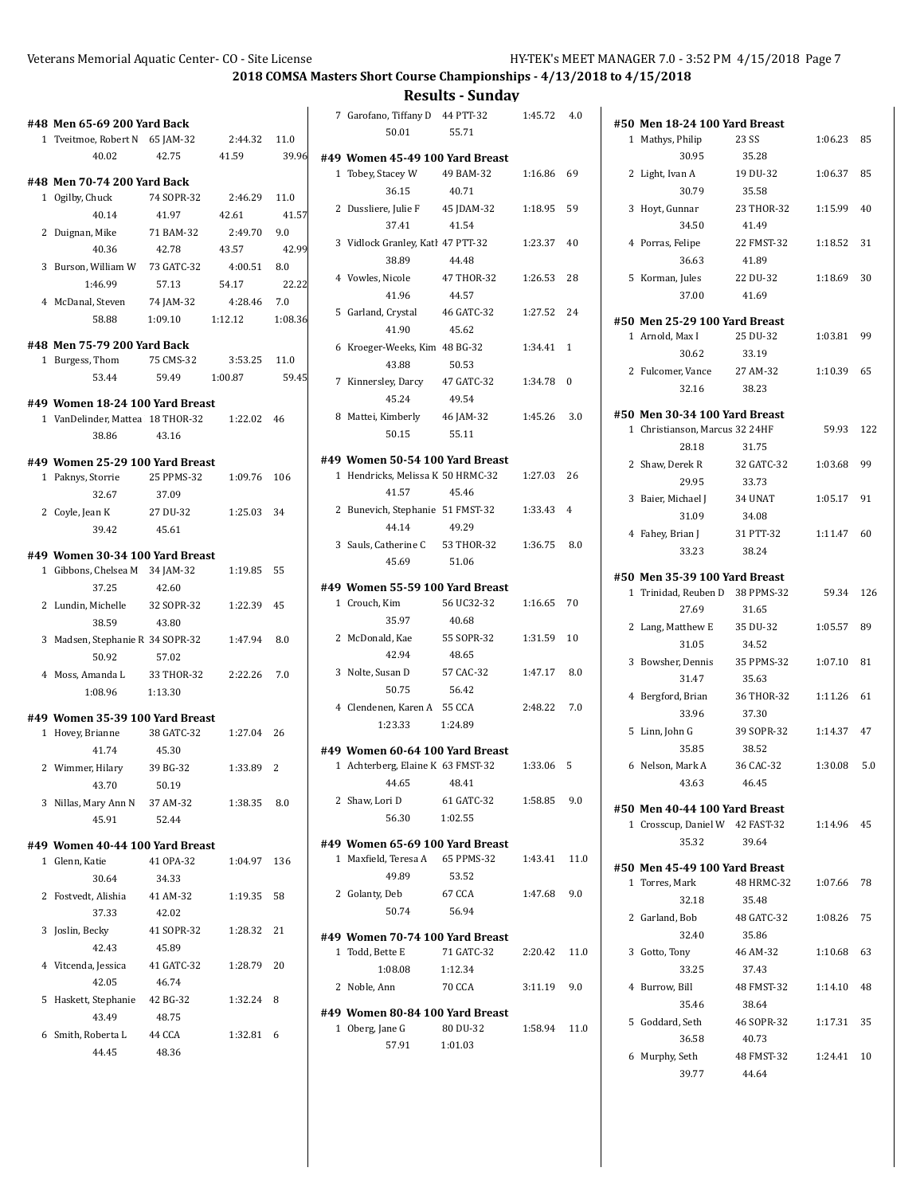## 2018 COMSA Masters Short Course Championships - 4/13/2018 to 4/15/2018

## Results - Sunday

### #48 Men 65-69 200 Yard Back

| | | | | |
|---|---|---|---|---|
| 1 Tveitmoe, Robert N | 65 JAM-32 | 2:44.32 | 11.0 | |
| 40.02 | 42.75 | 41.59 | 39.96 | |

### #48 Men 70-74 200 Yard Back

| | | | | |
|---|---|---|---|---|
| 1 Ogilby, Chuck | 74 SOPR-32 | 2:46.29 | 11.0 | |
| 40.14 | 41.97 | 42.61 | 41.57 | |
| 2 Duignan, Mike | 71 BAM-32 | 2:49.70 | 9.0 | |
| 40.36 | 42.78 | 43.57 | 42.99 | |
| 3 Burson, William W | 73 GATC-32 | 4:00.51 | 8.0 | |
| 1:46.99 | 57.13 | 54.17 | 22.22 | |
| 4 McDanal, Steven | 74 JAM-32 | 4:28.46 | 7.0 | |
| 58.88 | 1:09.10 | 1:12.12 | 1:08.36 | |

### #48 Men 75-79 200 Yard Back

| | | | | |
|---|---|---|---|---|
| 1 Burgess, Thom | 75 CMS-32 | 3:53.25 | 11.0 | |
| 53.44 | 59.49 | 1:00.87 | 59.45 | |

### #49 Women 18-24 100 Yard Breast

| | | | |
|---|---|---|---|
| 1 VanDelinder, Mattea | 18 THOR-32 | 1:22.02 | 46 |
| 38.86 | 43.16 | | |

### #49 Women 25-29 100 Yard Breast

| | | | |
|---|---|---|---|
| 1 Paknys, Storrie | 25 PPMS-32 | 1:09.76 | 106 |
| 32.67 | 37.09 | | |
| 2 Coyle, Jean K | 27 DU-32 | 1:25.03 | 34 |
| 39.42 | 45.61 | | |

### #49 Women 30-34 100 Yard Breast

| | | | |
|---|---|---|---|
| 1 Gibbons, Chelsea M | 34 JAM-32 | 1:19.85 | 55 |
| 37.25 | 42.60 | | |
| 2 Lundin, Michelle | 32 SOPR-32 | 1:22.39 | 45 |
| 38.59 | 43.80 | | |
| 3 Madsen, Stephanie R | 34 SOPR-32 | 1:47.94 | 8.0 |
| 50.92 | 57.02 | | |
| 4 Moss, Amanda L | 33 THOR-32 | 2:22.26 | 7.0 |
| 1:08.96 | 1:13.30 | | |

### #49 Women 35-39 100 Yard Breast

| | | | |
|---|---|---|---|
| 1 Hovey, Brianne | 38 GATC-32 | 1:27.04 | 26 |
| 41.74 | 45.30 | | |
| 2 Wimmer, Hilary | 39 BG-32 | 1:33.89 | 2 |
| 43.70 | 50.19 | | |
| 3 Nillas, Mary Ann N | 37 AM-32 | 1:38.35 | 8.0 |
| 45.91 | 52.44 | | |

### #49 Women 40-44 100 Yard Breast

| | | | |
|---|---|---|---|
| 1 Glenn, Katie | 41 OPA-32 | 1:04.97 | 136 |
| 30.64 | 34.33 | | |
| 2 Fostvedt, Alishia | 41 AM-32 | 1:19.35 | 58 |
| 37.33 | 42.02 | | |
| 3 Joslin, Becky | 41 SOPR-32 | 1:28.32 | 21 |
| 42.43 | 45.89 | | |
| 4 Vitcenda, Jessica | 41 GATC-32 | 1:28.79 | 20 |
| 42.05 | 46.74 | | |
| 5 Haskett, Stephanie | 42 BG-32 | 1:32.24 | 8 |
| 43.49 | 48.75 | | |
| 6 Smith, Roberta L | 44 CCA | 1:32.81 | 6 |
| 44.45 | 48.36 | | |
| 7 Garofano, Tiffany D | 44 PTT-32 | 1:45.72 | 4.0 |
| 50.01 | 55.71 | | |

### #49 Women 45-49 100 Yard Breast

| | | | |
|---|---|---|---|
| 1 Tobey, Stacey W | 49 BAM-32 | 1:16.86 | 69 |
| 36.15 | 40.71 | | |
| 2 Dussliere, Julie F | 45 JDAM-32 | 1:18.95 | 59 |
| 37.41 | 41.54 | | |
| 3 Vidlock Granley, Katl | 47 PTT-32 | 1:23.37 | 40 |
| 38.89 | 44.48 | | |
| 4 Vowles, Nicole | 47 THOR-32 | 1:26.53 | 28 |
| 41.96 | 44.57 | | |
| 5 Garland, Crystal | 46 GATC-32 | 1:27.52 | 24 |
| 41.90 | 45.62 | | |
| 6 Kroeger-Weeks, Kim | 48 BG-32 | 1:34.41 | 1 |
| 43.88 | 50.53 | | |
| 7 Kinnersley, Darcy | 47 GATC-32 | 1:34.78 | 0 |
| 45.24 | 49.54 | | |
| 8 Mattei, Kimberly | 46 JAM-32 | 1:45.26 | 3.0 |
| 50.15 | 55.11 | | |

### #49 Women 50-54 100 Yard Breast

| | | | |
|---|---|---|---|
| 1 Hendricks, Melissa K | 50 HRMC-32 | 1:27.03 | 26 |
| 41.57 | 45.46 | | |
| 2 Bunevich, Stephanie | 51 FMST-32 | 1:33.43 | 4 |
| 44.14 | 49.29 | | |
| 3 Sauls, Catherine C | 53 THOR-32 | 1:36.75 | 8.0 |
| 45.69 | 51.06 | | |

### #49 Women 55-59 100 Yard Breast

| | | | |
|---|---|---|---|
| 1 Crouch, Kim | 56 UC32-32 | 1:16.65 | 70 |
| 35.97 | 40.68 | | |
| 2 McDonald, Kae | 55 SOPR-32 | 1:31.59 | 10 |
| 42.94 | 48.65 | | |
| 3 Nolte, Susan D | 57 CAC-32 | 1:47.17 | 8.0 |
| 50.75 | 56.42 | | |
| 4 Clendenen, Karen A | 55 CCA | 2:48.22 | 7.0 |
| 1:23.33 | 1:24.89 | | |

### #49 Women 60-64 100 Yard Breast

| | | | |
|---|---|---|---|
| 1 Achterberg, Elaine K | 63 FMST-32 | 1:33.06 | 5 |
| 44.65 | 48.41 | | |
| 2 Shaw, Lori D | 61 GATC-32 | 1:58.85 | 9.0 |
| 56.30 | 1:02.55 | | |

### #49 Women 65-69 100 Yard Breast

| | | | |
|---|---|---|---|
| 1 Maxfield, Teresa A | 65 PPMS-32 | 1:43.41 | 11.0 |
| 49.89 | 53.52 | | |
| 2 Golanty, Deb | 67 CCA | 1:47.68 | 9.0 |
| 50.74 | 56.94 | | |

### #49 Women 70-74 100 Yard Breast

| | | | |
|---|---|---|---|
| 1 Todd, Bette E | 71 GATC-32 | 2:20.42 | 11.0 |
| 1:08.08 | 1:12.34 | | |
| 2 Noble, Ann | 70 CCA | 3:11.19 | 9.0 |

### #49 Women 80-84 100 Yard Breast

| | | | |
|---|---|---|---|
| 1 Oberg, Jane G | 80 DU-32 | 1:58.94 | 11.0 |
| 57.91 | 1:01.03 | | |

### #50 Men 18-24 100 Yard Breast

| | | | |
|---|---|---|---|
| 1 Mathys, Philip | 23 SS | 1:06.23 | 85 |
| 30.95 | 35.28 | | |
| 2 Light, Ivan A | 19 DU-32 | 1:06.37 | 85 |
| 30.79 | 35.58 | | |
| 3 Hoyt, Gunnar | 23 THOR-32 | 1:15.99 | 40 |
| 34.50 | 41.49 | | |
| 4 Porras, Felipe | 22 FMST-32 | 1:18.52 | 31 |
| 36.63 | 41.89 | | |
| 5 Korman, Jules | 22 DU-32 | 1:18.69 | 30 |
| 37.00 | 41.69 | | |

### #50 Men 25-29 100 Yard Breast

| | | | |
|---|---|---|---|
| 1 Arnold, Max I | 25 DU-32 | 1:03.81 | 99 |
| 30.62 | 33.19 | | |
| 2 Fulcomer, Vance | 27 AM-32 | 1:10.39 | 65 |
| 32.16 | 38.23 | | |

### #50 Men 30-34 100 Yard Breast

| | | | |
|---|---|---|---|
| 1 Christianson, Marcus | 32 24HF | 59.93 | 122 |
| 28.18 | 31.75 | | |
| 2 Shaw, Derek R | 32 GATC-32 | 1:03.68 | 99 |
| 29.95 | 33.73 | | |
| 3 Baier, Michael J | 34 UNAT | 1:05.17 | 91 |
| 31.09 | 34.08 | | |
| 4 Fahey, Brian J | 31 PTT-32 | 1:11.47 | 60 |
| 33.23 | 38.24 | | |

### #50 Men 35-39 100 Yard Breast

| | | | |
|---|---|---|---|
| 1 Trinidad, Reuben D | 38 PPMS-32 | 59.34 | 126 |
| 27.69 | 31.65 | | |
| 2 Lang, Matthew E | 35 DU-32 | 1:05.57 | 89 |
| 31.05 | 34.52 | | |
| 3 Bowsher, Dennis | 35 PPMS-32 | 1:07.10 | 81 |
| 31.47 | 35.63 | | |
| 4 Bergford, Brian | 36 THOR-32 | 1:11.26 | 61 |
| 33.96 | 37.30 | | |
| 5 Linn, John G | 39 SOPR-32 | 1:14.37 | 47 |
| 35.85 | 38.52 | | |
| 6 Nelson, Mark A | 36 CAC-32 | 1:30.08 | 5.0 |
| 43.63 | 46.45 | | |

### #50 Men 40-44 100 Yard Breast

| | | | |
|---|---|---|---|
| 1 Crosscup, Daniel W | 42 FAST-32 | 1:14.96 | 45 |
| 35.32 | 39.64 | | |

### #50 Men 45-49 100 Yard Breast

| | | | |
|---|---|---|---|
| 1 Torres, Mark | 48 HRMC-32 | 1:07.66 | 78 |
| 32.18 | 35.48 | | |
| 2 Garland, Bob | 48 GATC-32 | 1:08.26 | 75 |
| 32.40 | 35.86 | | |
| 3 Gotto, Tony | 46 AM-32 | 1:10.68 | 63 |
| 33.25 | 37.43 | | |
| 4 Burrow, Bill | 48 FMST-32 | 1:14.10 | 48 |
| 35.46 | 38.64 | | |
| 5 Goddard, Seth | 46 SOPR-32 | 1:17.31 | 35 |
| 36.58 | 40.73 | | |
| 6 Murphy, Seth | 48 FMST-32 | 1:24.41 | 10 |
| 39.77 | 44.64 | | |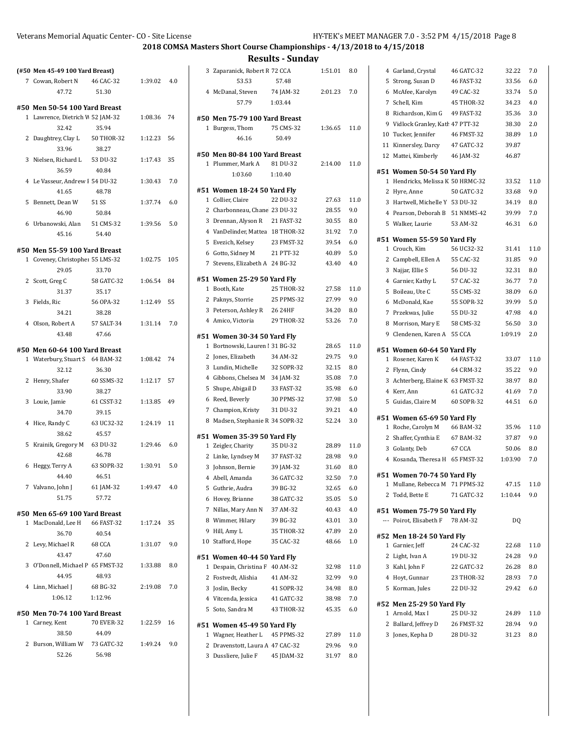## 2018 COMSA Masters Short Course Championships - 4/13/2018 to 4/15/2018

### Results - Sunday

**(#50 Men 45-49 100 Yard Breast)**

| | | | | |
|---|---|---|---|---|
| 7 | Cowan, Robert N | 46 CAC-32 | 1:39.02 | 4.0 |
| | 47.72 | 51.30 | | |

**#50 Men 50-54 100 Yard Breast**

| | | | | |
|---|---|---|---|---|
| 1 | Lawrence, Dietrich W | 52 JAM-32 | 1:08.36 | 74 |
| | 32.42 | 35.94 | | |
| 2 | Daughtrey, Clay L | 50 THOR-32 | 1:12.23 | 56 |
| | 33.96 | 38.27 | | |
| 3 | Nielsen, Richard L | 53 DU-32 | 1:17.43 | 35 |
| | 36.59 | 40.84 | | |
| 4 | Le Vasseur, Andrew I | 54 DU-32 | 1:30.43 | 7.0 |
| | 41.65 | 48.78 | | |
| 5 | Bennett, Dean W | 51 SS | 1:37.74 | 6.0 |
| | 46.90 | 50.84 | | |
| 6 | Urbanowski, Alan | 51 CMS-32 | 1:39.56 | 5.0 |
| | 45.16 | 54.40 | | |

**#50 Men 55-59 100 Yard Breast**

| | | | | |
|---|---|---|---|---|
| 1 | Coveney, Christopher | 55 LMS-32 | 1:02.75 | 105 |
| | 29.05 | 33.70 | | |
| 2 | Scott, Greg C | 58 GATC-32 | 1:06.54 | 84 |
| | 31.37 | 35.17 | | |
| 3 | Fields, Ric | 56 OPA-32 | 1:12.49 | 55 |
| | 34.21 | 38.28 | | |
| 4 | Olson, Robert A | 57 SALT-34 | 1:31.14 | 7.0 |
| | 43.48 | 47.66 | | |

**#50 Men 60-64 100 Yard Breast**

| | | | | |
|---|---|---|---|---|
| 1 | Waterbury, Stuart S | 64 BAM-32 | 1:08.42 | 74 |
| | 32.12 | 36.30 | | |
| 2 | Henry, Shafer | 60 SSMS-32 | 1:12.17 | 57 |
| | 33.90 | 38.27 | | |
| 3 | Louie, Jamie | 61 CSST-32 | 1:13.85 | 49 |
| | 34.70 | 39.15 | | |
| 4 | Hice, Randy C | 63 UC32-32 | 1:24.19 | 11 |
| | 38.62 | 45.57 | | |
| 5 | Krainik, Gregory M | 63 DU-32 | 1:29.46 | 6.0 |
| | 42.68 | 46.78 | | |
| 6 | Heggy, Terry A | 63 SOPR-32 | 1:30.91 | 5.0 |
| | 44.40 | 46.51 | | |
| 7 | Valvano, John J | 61 JAM-32 | 1:49.47 | 4.0 |
| | 51.75 | 57.72 | | |

**#50 Men 65-69 100 Yard Breast**

| | | | | |
|---|---|---|---|---|
| 1 | MacDonald, Lee H | 66 FAST-32 | 1:17.24 | 35 |
| | 36.70 | 40.54 | | |
| 2 | Levy, Michael R | 68 CCA | 1:31.07 | 9.0 |
| | 43.47 | 47.60 | | |
| 3 | O'Donnell, Michael P | 65 FMST-32 | 1:33.88 | 8.0 |
| | 44.95 | 48.93 | | |
| 4 | Linn, Michael J | 68 BG-32 | 2:19.08 | 7.0 |
| | 1:06.12 | 1:12.96 | | |

**#50 Men 70-74 100 Yard Breast**

| | | | | |
|---|---|---|---|---|
| 1 | Carney, Kent | 70 EVER-32 | 1:22.59 | 16 |
| | 38.50 | 44.09 | | |
| 2 | Burson, William W | 73 GATC-32 | 1:49.24 | 9.0 |
| | 52.26 | 56.98 | | |
| 3 | Zaparanick, Robert R | 72 CCA | 1:51.01 | 8.0 |
| | 53.53 | 57.48 | | |
| 4 | McDanal, Steven | 74 JAM-32 | 2:01.23 | 7.0 |
| | 57.79 | 1:03.44 | | |

**#50 Men 75-79 100 Yard Breast**

| | | | | |
|---|---|---|---|---|
| 1 | Burgess, Thom | 75 CMS-32 | 1:36.65 | 11.0 |
| | 46.16 | 50.49 | | |

**#50 Men 80-84 100 Yard Breast**

| | | | | |
|---|---|---|---|---|
| 1 | Plummer, Mark A | 81 DU-32 | 2:14.00 | 11.0 |
| | 1:03.60 | 1:10.40 | | |

**#51 Women 18-24 50 Yard Fly**

| | | | | |
|---|---|---|---|---|
| 1 | Collier, Claire | 22 DU-32 | 27.63 | 11.0 |
| 2 | Charbonneau, Chane | 23 DU-32 | 28.55 | 9.0 |
| 3 | Drennan, Alyson R | 21 FAST-32 | 30.55 | 8.0 |
| 4 | VanDelinder, Mattea | 18 THOR-32 | 31.92 | 7.0 |
| 5 | Evezich, Kelsey | 23 FMST-32 | 39.54 | 6.0 |
| 6 | Gotto, Sidney M | 21 PTT-32 | 40.89 | 5.0 |
| 7 | Stevens, Elizabeth A | 24 BG-32 | 43.40 | 4.0 |

**#51 Women 25-29 50 Yard Fly**

| | | | | |
|---|---|---|---|---|
| 1 | Booth, Kate | 25 THOR-32 | 27.58 | 11.0 |
| 2 | Paknys, Storrie | 25 PPMS-32 | 27.99 | 9.0 |
| 3 | Peterson, Ashley R | 26 24HF | 34.20 | 8.0 |
| 4 | Amico, Victoria | 29 THOR-32 | 53.26 | 7.0 |

**#51 Women 30-34 50 Yard Fly**

| | | | | |
|---|---|---|---|---|
| 1 | Bortnowski, Lauren I | 31 BG-32 | 28.65 | 11.0 |
| 2 | Jones, Elizabeth | 34 AM-32 | 29.75 | 9.0 |
| 3 | Lundin, Michelle | 32 SOPR-32 | 32.15 | 8.0 |
| 4 | Gibbons, Chelsea M | 34 JAM-32 | 35.08 | 7.0 |
| 5 | Shupe, Abigail D | 33 FAST-32 | 35.98 | 6.0 |
| 6 | Reed, Beverly | 30 PPMS-32 | 37.98 | 5.0 |
| 7 | Champion, Kristy | 31 DU-32 | 39.21 | 4.0 |
| 8 | Madsen, Stephanie R | 34 SOPR-32 | 52.24 | 3.0 |

**#51 Women 35-39 50 Yard Fly**

| | | | | |
|---|---|---|---|---|
| 1 | Zeigler, Charity | 35 DU-32 | 28.89 | 11.0 |
| 2 | Linke, Lyndsey M | 37 FAST-32 | 28.98 | 9.0 |
| 3 | Johnson, Bernie | 39 JAM-32 | 31.60 | 8.0 |
| 4 | Abell, Amanda | 36 GATC-32 | 32.50 | 7.0 |
| 5 | Guthrie, Audra | 39 BG-32 | 32.65 | 6.0 |
| 6 | Hovey, Brianne | 38 GATC-32 | 35.05 | 5.0 |
| 7 | Nillas, Mary Ann N | 37 AM-32 | 40.43 | 4.0 |
| 8 | Wimmer, Hilary | 39 BG-32 | 43.01 | 3.0 |
| 9 | Hill, Amy L | 35 THOR-32 | 47.89 | 2.0 |
| 10 | Stafford, Hope | 35 CAC-32 | 48.66 | 1.0 |

**#51 Women 40-44 50 Yard Fly**

| | | | | |
|---|---|---|---|---|
| 1 | Despain, Christina F | 40 AM-32 | 32.98 | 11.0 |
| 2 | Fostvedt, Alishia | 41 AM-32 | 32.99 | 9.0 |
| 3 | Joslin, Becky | 41 SOPR-32 | 34.98 | 8.0 |
| 4 | Vitcenda, Jessica | 41 GATC-32 | 38.98 | 7.0 |
| 5 | Soto, Sandra M | 43 THOR-32 | 45.35 | 6.0 |

**#51 Women 45-49 50 Yard Fly**

| | | | | |
|---|---|---|---|---|
| 1 | Wagner, Heather L | 45 PPMS-32 | 27.89 | 11.0 |
| 2 | Dravenstott, Laura A | 47 CAC-32 | 29.96 | 9.0 |
| 3 | Dussliere, Julie F | 45 JDAM-32 | 31.97 | 8.0 |
| 4 | Garland, Crystal | 46 GATC-32 | 32.22 | 7.0 |
| 5 | Strong, Susan D | 46 FAST-32 | 33.56 | 6.0 |
| 6 | McAfee, Karolyn | 49 CAC-32 | 33.74 | 5.0 |
| 7 | Schell, Kim | 45 THOR-32 | 34.23 | 4.0 |
| 8 | Richardson, Kim G | 49 FAST-32 | 35.36 | 3.0 |
| 9 | Vidlock Granley, Kath | 47 PTT-32 | 38.30 | 2.0 |
| 10 | Tucker, Jennifer | 46 FMST-32 | 38.89 | 1.0 |
| 11 | Kinnersley, Darcy | 47 GATC-32 | 39.87 | |
| 12 | Mattei, Kimberly | 46 JAM-32 | 46.87 | |

**#51 Women 50-54 50 Yard Fly**

| | | | | |
|---|---|---|---|---|
| 1 | Hendricks, Melissa K | 50 HRMC-32 | 33.52 | 11.0 |
| 2 | Hyre, Anne | 50 GATC-32 | 33.68 | 9.0 |
| 3 | Hartwell, Michelle Y | 53 DU-32 | 34.19 | 8.0 |
| 4 | Pearson, Deborah B | 51 NMMS-42 | 39.99 | 7.0 |
| 5 | Walker, Laurie | 53 AM-32 | 46.31 | 6.0 |

**#51 Women 55-59 50 Yard Fly**

| | | | | |
|---|---|---|---|---|
| 1 | Crouch, Kim | 56 UC32-32 | 31.41 | 11.0 |
| 2 | Campbell, Ellen A | 55 CAC-32 | 31.85 | 9.0 |
| 3 | Najjar, Ellie S | 56 DU-32 | 32.31 | 8.0 |
| 4 | Garnier, Kathy L | 57 CAC-32 | 36.77 | 7.0 |
| 5 | Boileau, Ute C | 55 CMS-32 | 38.09 | 6.0 |
| 6 | McDonald, Kae | 55 SOPR-32 | 39.99 | 5.0 |
| 7 | Przekwas, Julie | 55 DU-32 | 47.98 | 4.0 |
| 8 | Morrison, Mary E | 58 CMS-32 | 56.50 | 3.0 |
| 9 | Clendenen, Karen A | 55 CCA | 1:09.19 | 2.0 |

**#51 Women 60-64 50 Yard Fly**

| | | | | |
|---|---|---|---|---|
| 1 | Rosener, Karen K | 64 FAST-32 | 33.07 | 11.0 |
| 2 | Flynn, Cindy | 64 CRM-32 | 35.22 | 9.0 |
| 3 | Achterberg, Elaine K | 63 FMST-32 | 38.97 | 8.0 |
| 4 | Kerr, Ann | 61 GATC-32 | 41.69 | 7.0 |
| 5 | Guidas, Claire M | 60 SOPR-32 | 44.51 | 6.0 |

**#51 Women 65-69 50 Yard Fly**

| | | | | |
|---|---|---|---|---|
| 1 | Roche, Carolyn M | 66 BAM-32 | 35.96 | 11.0 |
| 2 | Shaffer, Cynthia E | 67 BAM-32 | 37.87 | 9.0 |
| 3 | Golanty, Deb | 67 CCA | 50.06 | 8.0 |
| 4 | Kosanda, Theresa H | 65 FMST-32 | 1:03.90 | 7.0 |

**#51 Women 70-74 50 Yard Fly**

| | | | | |
|---|---|---|---|---|
| 1 | Mullane, Rebecca M | 71 PPMS-32 | 47.15 | 11.0 |
| 2 | Todd, Bette E | 71 GATC-32 | 1:10.44 | 9.0 |

**#51 Women 75-79 50 Yard Fly**

| | | | | |
|---|---|---|---|---|
| --- | Poirot, Elisabeth F | 78 AM-32 | DQ | |

**#52 Men 18-24 50 Yard Fly**

| | | | | |
|---|---|---|---|---|
| 1 | Garnier, Jeff | 24 CAC-32 | 22.68 | 11.0 |
| 2 | Light, Ivan A | 19 DU-32 | 24.28 | 9.0 |
| 3 | Kahl, John F | 22 GATC-32 | 26.28 | 8.0 |
| 4 | Hoyt, Gunnar | 23 THOR-32 | 28.93 | 7.0 |
| 5 | Korman, Jules | 22 DU-32 | 29.42 | 6.0 |

**#52 Men 25-29 50 Yard Fly**

| | | | | |
|---|---|---|---|---|
| 1 | Arnold, Max I | 25 DU-32 | 24.89 | 11.0 |
| 2 | Ballard, Jeffrey D | 26 FMST-32 | 28.94 | 9.0 |
| 3 | Jones, Kepha D | 28 DU-32 | 31.23 | 8.0 |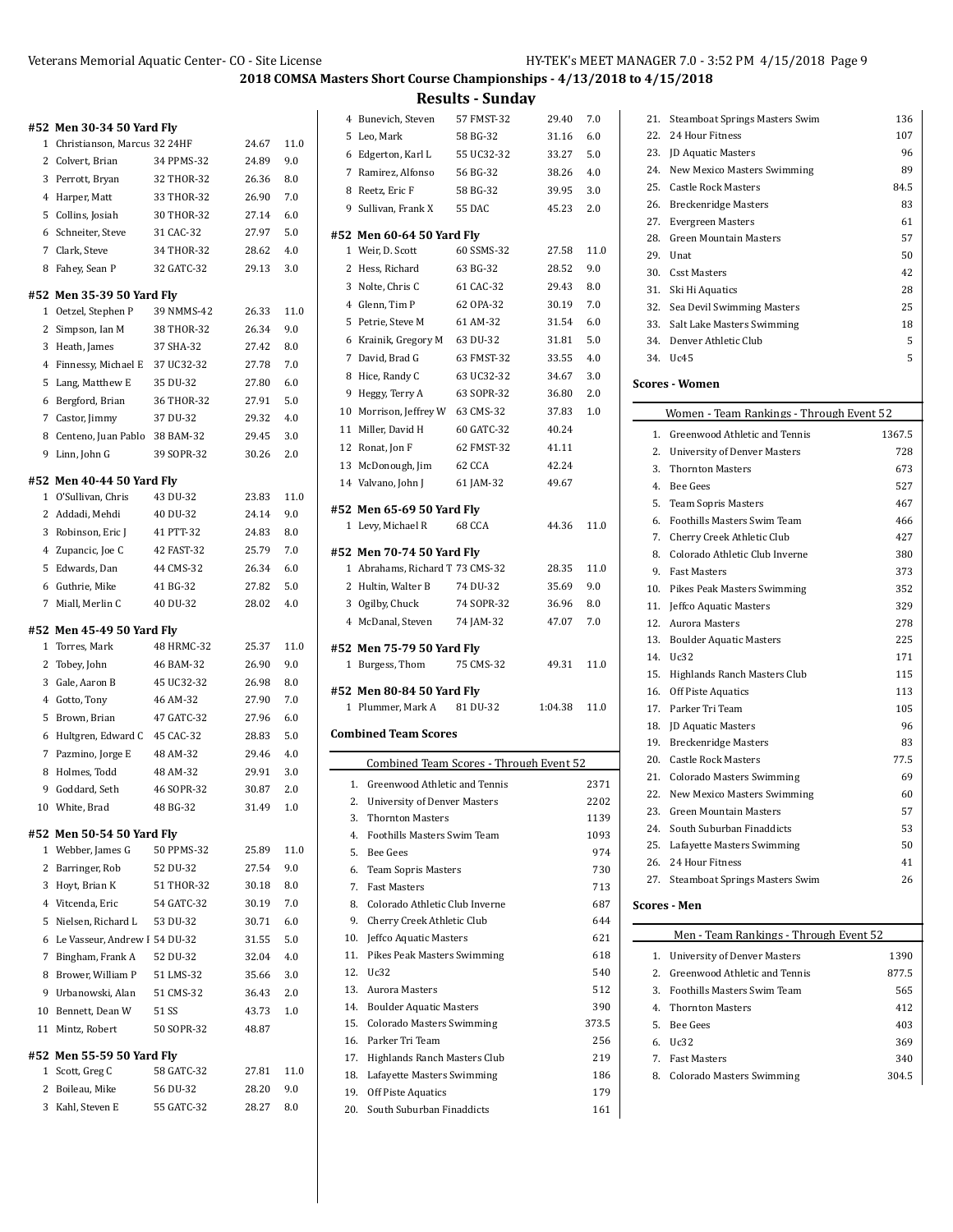## 2018 COMSA Masters Short Course Championships - 4/13/2018 to 4/15/2018

## Results - Sunday

### #52 Men 30-34 50 Yard Fly

| | | | | |
|---|---|---|---|---|
| 1 | Christianson, Marcus | 32 24HF | 24.67 | 11.0 |
| 2 | Colvert, Brian | 34 PPMS-32 | 24.89 | 9.0 |
| 3 | Perrott, Bryan | 32 THOR-32 | 26.36 | 8.0 |
| 4 | Harper, Matt | 33 THOR-32 | 26.90 | 7.0 |
| 5 | Collins, Josiah | 30 THOR-32 | 27.14 | 6.0 |
| 6 | Schneiter, Steve | 31 CAC-32 | 27.97 | 5.0 |
| 7 | Clark, Steve | 34 THOR-32 | 28.62 | 4.0 |
| 8 | Fahey, Sean P | 32 GATC-32 | 29.13 | 3.0 |

### #52 Men 35-39 50 Yard Fly

| | | | | |
|---|---|---|---|---|
| 1 | Oetzel, Stephen P | 39 NMMS-42 | 26.33 | 11.0 |
| 2 | Simpson, Ian M | 38 THOR-32 | 26.34 | 9.0 |
| 3 | Heath, James | 37 SHA-32 | 27.42 | 8.0 |
| 4 | Finnessy, Michael E | 37 UC32-32 | 27.78 | 7.0 |
| 5 | Lang, Matthew E | 35 DU-32 | 27.80 | 6.0 |
| 6 | Bergford, Brian | 36 THOR-32 | 27.91 | 5.0 |
| 7 | Castor, Jimmy | 37 DU-32 | 29.32 | 4.0 |
| 8 | Centeno, Juan Pablo | 38 BAM-32 | 29.45 | 3.0 |
| 9 | Linn, John G | 39 SOPR-32 | 30.26 | 2.0 |

### #52 Men 40-44 50 Yard Fly

| | | | | |
|---|---|---|---|---|
| 1 | O'Sullivan, Chris | 43 DU-32 | 23.83 | 11.0 |
| 2 | Addadi, Mehdi | 40 DU-32 | 24.14 | 9.0 |
| 3 | Robinson, Eric J | 41 PTT-32 | 24.83 | 8.0 |
| 4 | Zupancic, Joe C | 42 FAST-32 | 25.79 | 7.0 |
| 5 | Edwards, Dan | 44 CMS-32 | 26.34 | 6.0 |
| 6 | Guthrie, Mike | 41 BG-32 | 27.82 | 5.0 |
| 7 | Miall, Merlin C | 40 DU-32 | 28.02 | 4.0 |

### #52 Men 45-49 50 Yard Fly

| | | | | |
|---|---|---|---|---|
| 1 | Torres, Mark | 48 HRMC-32 | 25.37 | 11.0 |
| 2 | Tobey, John | 46 BAM-32 | 26.90 | 9.0 |
| 3 | Gale, Aaron B | 45 UC32-32 | 26.98 | 8.0 |
| 4 | Gotto, Tony | 46 AM-32 | 27.90 | 7.0 |
| 5 | Brown, Brian | 47 GATC-32 | 27.96 | 6.0 |
| 6 | Hultgren, Edward C | 45 CAC-32 | 28.83 | 5.0 |
| 7 | Pazmino, Jorge E | 48 AM-32 | 29.46 | 4.0 |
| 8 | Holmes, Todd | 48 AM-32 | 29.91 | 3.0 |
| 9 | Goddard, Seth | 46 SOPR-32 | 30.87 | 2.0 |
| 10 | White, Brad | 48 BG-32 | 31.49 | 1.0 |

### #52 Men 50-54 50 Yard Fly

| | | | | |
|---|---|---|---|---|
| 1 | Webber, James G | 50 PPMS-32 | 25.89 | 11.0 |
| 2 | Barringer, Rob | 52 DU-32 | 27.54 | 9.0 |
| 3 | Hoyt, Brian K | 51 THOR-32 | 30.18 | 8.0 |
| 4 | Vitcenda, Eric | 54 GATC-32 | 30.19 | 7.0 |
| 5 | Nielsen, Richard L | 53 DU-32 | 30.71 | 6.0 |
| 6 | Le Vasseur, Andrew I | 54 DU-32 | 31.55 | 5.0 |
| 7 | Bingham, Frank A | 52 DU-32 | 32.04 | 4.0 |
| 8 | Brower, William P | 51 LMS-32 | 35.66 | 3.0 |
| 9 | Urbanowski, Alan | 51 CMS-32 | 36.43 | 2.0 |
| 10 | Bennett, Dean W | 51 SS | 43.73 | 1.0 |
| 11 | Mintz, Robert | 50 SOPR-32 | 48.87 | |

### #52 Men 55-59 50 Yard Fly

| | | | | |
|---|---|---|---|---|
| 1 | Scott, Greg C | 58 GATC-32 | 27.81 | 11.0 |
| 2 | Boileau, Mike | 56 DU-32 | 28.20 | 9.0 |
| 3 | Kahl, Steven E | 55 GATC-32 | 28.27 | 8.0 |
| 4 | Bunevich, Steven | 57 FMST-32 | 29.40 | 7.0 |
| 5 | Leo, Mark | 58 BG-32 | 31.16 | 6.0 |
| 6 | Edgerton, Karl L | 55 UC32-32 | 33.27 | 5.0 |
| 7 | Ramirez, Alfonso | 56 BG-32 | 38.26 | 4.0 |
| 8 | Reetz, Eric F | 58 BG-32 | 39.95 | 3.0 |
| 9 | Sullivan, Frank X | 55 DAC | 45.23 | 2.0 |

### #52 Men 60-64 50 Yard Fly

| | | | | |
|---|---|---|---|---|
| 1 | Weir, D. Scott | 60 SSMS-32 | 27.58 | 11.0 |
| 2 | Hess, Richard | 63 BG-32 | 28.52 | 9.0 |
| 3 | Nolte, Chris C | 61 CAC-32 | 29.43 | 8.0 |
| 4 | Glenn, Tim P | 62 OPA-32 | 30.19 | 7.0 |
| 5 | Petrie, Steve M | 61 AM-32 | 31.54 | 6.0 |
| 6 | Krainik, Gregory M | 63 DU-32 | 31.81 | 5.0 |
| 7 | David, Brad G | 63 FMST-32 | 33.55 | 4.0 |
| 8 | Hice, Randy C | 63 UC32-32 | 34.67 | 3.0 |
| 9 | Heggy, Terry A | 63 SOPR-32 | 36.80 | 2.0 |
| 10 | Morrison, Jeffrey W | 63 CMS-32 | 37.83 | 1.0 |
| 11 | Miller, David H | 60 GATC-32 | 40.24 | |
| 12 | Ronat, Jon F | 62 FMST-32 | 41.11 | |
| 13 | McDonough, Jim | 62 CCA | 42.24 | |
| 14 | Valvano, John J | 61 JAM-32 | 49.67 | |

### #52 Men 65-69 50 Yard Fly

| | | | | |
|---|---|---|---|---|
| 1 | Levy, Michael R | 68 CCA | 44.36 | 11.0 |

### #52 Men 70-74 50 Yard Fly

| | | | | |
|---|---|---|---|---|
| 1 | Abrahams, Richard T | 73 CMS-32 | 28.35 | 11.0 |
| 2 | Hultin, Walter B | 74 DU-32 | 35.69 | 9.0 |
| 3 | Ogilby, Chuck | 74 SOPR-32 | 36.96 | 8.0 |
| 4 | McDanal, Steven | 74 JAM-32 | 47.07 | 7.0 |

### #52 Men 75-79 50 Yard Fly

| | | | | |
|---|---|---|---|---|
| 1 | Burgess, Thom | 75 CMS-32 | 49.31 | 11.0 |

### #52 Men 80-84 50 Yard Fly

| | | | | |
|---|---|---|---|---|
| 1 | Plummer, Mark A | 81 DU-32 | 1:04.38 | 11.0 |

### Combined Team Scores

Combined Team Scores - Through Event 52

| | | |
|---|---|---|
| 1. | Greenwood Athletic and Tennis | 2371 |
| 2. | University of Denver Masters | 2202 |
| 3. | Thornton Masters | 1139 |
| 4. | Foothills Masters Swim Team | 1093 |
| 5. | Bee Gees | 974 |
| 6. | Team Sopris Masters | 730 |
| 7. | Fast Masters | 713 |
| 8. | Colorado Athletic Club Inverne | 687 |
| 9. | Cherry Creek Athletic Club | 644 |
| 10. | Jeffco Aquatic Masters | 621 |
| 11. | Pikes Peak Masters Swimming | 618 |
| 12. | Uc32 | 540 |
| 13. | Aurora Masters | 512 |
| 14. | Boulder Aquatic Masters | 390 |
| 15. | Colorado Masters Swimming | 373.5 |
| 16. | Parker Tri Team | 256 |
| 17. | Highlands Ranch Masters Club | 219 |
| 18. | Lafayette Masters Swimming | 186 |
| 19. | Off Piste Aquatics | 179 |
| 20. | South Suburban Finaddicts | 161 |
| 21. | Steamboat Springs Masters Swim | 136 |
| 22. | 24 Hour Fitness | 107 |
| 23. | JD Aquatic Masters | 96 |
| 24. | New Mexico Masters Swimming | 89 |
| 25. | Castle Rock Masters | 84.5 |
| 26. | Breckenridge Masters | 83 |
| 27. | Evergreen Masters | 61 |
| 28. | Green Mountain Masters | 57 |
| 29. | Unat | 50 |
| 30. | Csst Masters | 42 |
| 31. | Ski Hi Aquatics | 28 |
| 32. | Sea Devil Swimming Masters | 25 |
| 33. | Salt Lake Masters Swimming | 18 |
| 34. | Denver Athletic Club | 5 |
| 34. | Uc45 | 5 |

### Scores - Women

Women - Team Rankings - Through Event 52

| | | |
|---|---|---|
| 1. | Greenwood Athletic and Tennis | 1367.5 |
| 2. | University of Denver Masters | 728 |
| 3. | Thornton Masters | 673 |
| 4. | Bee Gees | 527 |
| 5. | Team Sopris Masters | 467 |
| 6. | Foothills Masters Swim Team | 466 |
| 7. | Cherry Creek Athletic Club | 427 |
| 8. | Colorado Athletic Club Inverne | 380 |
| 9. | Fast Masters | 373 |
| 10. | Pikes Peak Masters Swimming | 352 |
| 11. | Jeffco Aquatic Masters | 329 |
| 12. | Aurora Masters | 278 |
| 13. | Boulder Aquatic Masters | 225 |
| 14. | Uc32 | 171 |
| 15. | Highlands Ranch Masters Club | 115 |
| 16. | Off Piste Aquatics | 113 |
| 17. | Parker Tri Team | 105 |
| 18. | JD Aquatic Masters | 96 |
| 19. | Breckenridge Masters | 83 |
| 20. | Castle Rock Masters | 77.5 |
| 21. | Colorado Masters Swimming | 69 |
| 22. | New Mexico Masters Swimming | 60 |
| 23. | Green Mountain Masters | 57 |
| 24. | South Suburban Finaddicts | 53 |
| 25. | Lafayette Masters Swimming | 50 |
| 26. | 24 Hour Fitness | 41 |
| 27. | Steamboat Springs Masters Swim | 26 |

### Scores - Men

Men - Team Rankings - Through Event 52

| | | |
|---|---|---|
| 1. | University of Denver Masters | 1390 |
| 2. | Greenwood Athletic and Tennis | 877.5 |
| 3. | Foothills Masters Swim Team | 565 |
| 4. | Thornton Masters | 412 |
| 5. | Bee Gees | 403 |
| 6. | Uc32 | 369 |
| 7. | Fast Masters | 340 |
| 8. | Colorado Masters Swimming | 304.5 |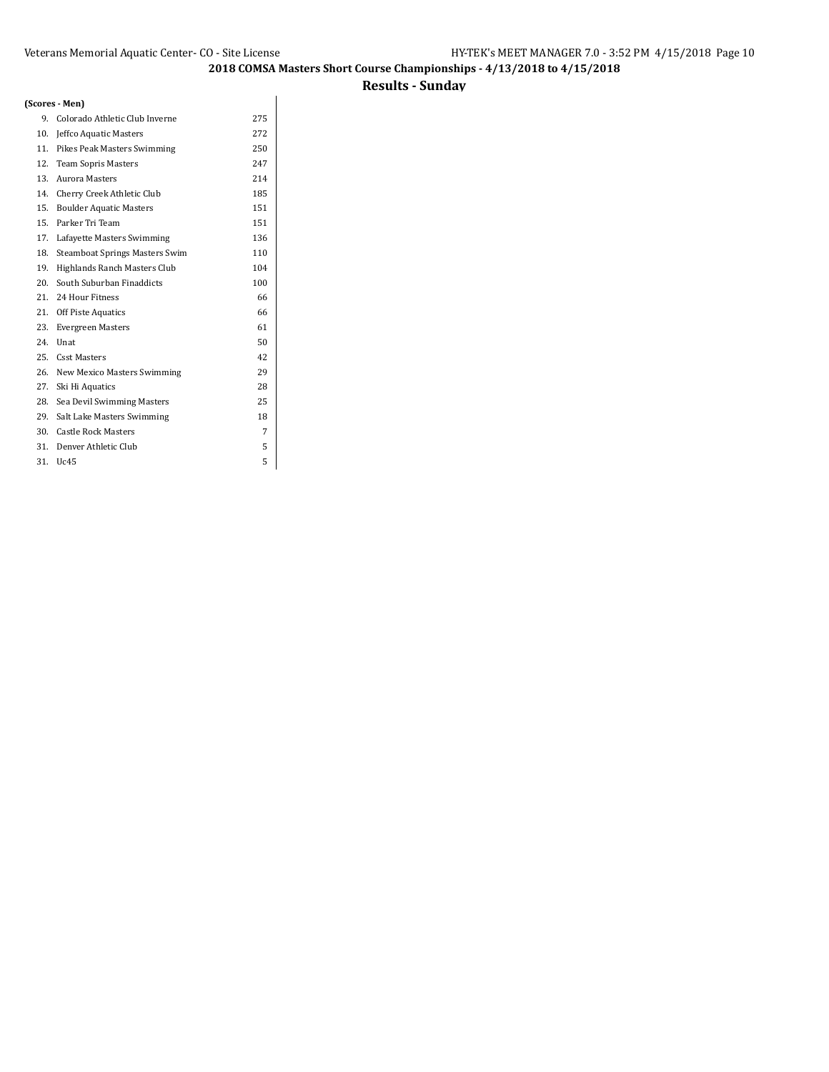## 2018 COMSA Masters Short Course Championships - 4/13/2018 to 4/15/2018

## Results - Sunday

**(Scores - Men)**

| | | |
|---|---|---|
| 9. | Colorado Athletic Club Inverne | 275 |
| 10. | Jeffco Aquatic Masters | 272 |
| 11. | Pikes Peak Masters Swimming | 250 |
| 12. | Team Sopris Masters | 247 |
| 13. | Aurora Masters | 214 |
| 14. | Cherry Creek Athletic Club | 185 |
| 15. | Boulder Aquatic Masters | 151 |
| 15. | Parker Tri Team | 151 |
| 17. | Lafayette Masters Swimming | 136 |
| 18. | Steamboat Springs Masters Swim | 110 |
| 19. | Highlands Ranch Masters Club | 104 |
| 20. | South Suburban Finaddicts | 100 |
| 21. | 24 Hour Fitness | 66 |
| 21. | Off Piste Aquatics | 66 |
| 23. | Evergreen Masters | 61 |
| 24. | Unat | 50 |
| 25. | Csst Masters | 42 |
| 26. | New Mexico Masters Swimming | 29 |
| 27. | Ski Hi Aquatics | 28 |
| 28. | Sea Devil Swimming Masters | 25 |
| 29. | Salt Lake Masters Swimming | 18 |
| 30. | Castle Rock Masters | 7 |
| 31. | Denver Athletic Club | 5 |
| 31. | Uc45 | 5 |